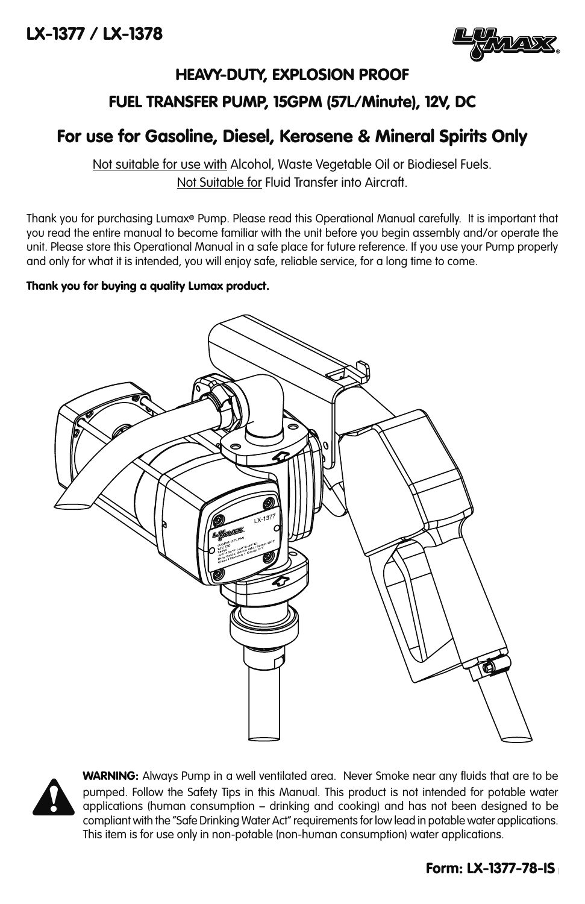# LX-1377 / LX-1378

## HEAVY-DUTY, EXPLOSION PROOF

## FUEL TRANSFER PUMP, 15GPM (57L/Minute), 12V, DC

## For use for Gasoline, Diesel, Kerosene & Mineral Spirits Only

Not suitable for use with Alcohol, Waste Vegetable Oil or Biodiesel Fuels.
Not Suitable for Fluid Transfer into Aircraft.

Thank you for purchasing Lumax® Pump. Please read this Operational Manual carefully. It is important that you read the entire manual to become familiar with the unit before you begin assembly and/or operate the unit. Please store this Operational Manual in a safe place for future reference. If you use your Pump properly and only for what it is intended, you will enjoy safe, reliable service, for a long time to come.

**Thank you for buying a quality Lumax product.**

**WARNING:** Always Pump in a well ventilated area. Never Smoke near any fluids that are to be pumped. Follow the Safety Tips in this Manual. This product is not intended for potable water applications (human consumption – drinking and cooking) and has not been designed to be compliant with the "Safe Drinking Water Act" requirements for low lead in potable water applications. This item is for use only in non-potable (non-human consumption) water applications.

**Form: LX-1377-78-IS**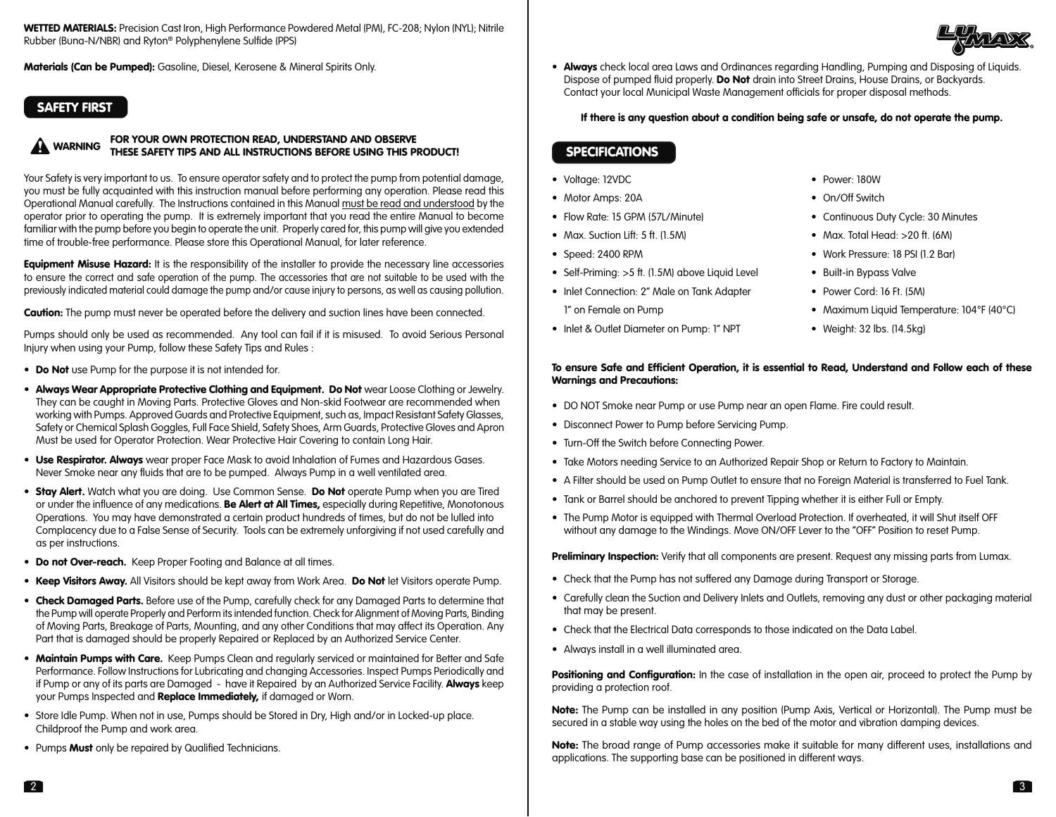**WETTED MATERIALS:** Precision Cast Iron, High Performance Powdered Metal (PM), FC-208; Nylon (NYL); Nitrile Rubber (Buna-N/NBR) and Ryton® Polyphenylene Sulfide (PPS)

**Materials (Can be Pumped):** Gasoline, Diesel, Kerosene & Mineral Spirits Only.

## SAFETY FIRST

**⚠ WARNING** **FOR YOUR OWN PROTECTION READ, UNDERSTAND AND OBSERVE THESE SAFETY TIPS AND ALL INSTRUCTIONS BEFORE USING THIS PRODUCT!**

Your Safety is very important to us. To ensure operator safety and to protect the pump from potential damage, you must be fully acquainted with this instruction manual before performing any operation. Please read this Operational Manual carefully. The Instructions contained in this Manual must be read and understood by the operator prior to operating the pump. It is extremely important that you read the entire Manual to become familiar with the pump before you begin to operate the unit. Properly cared for, this pump will give you extended time of trouble-free performance. Please store this Operational Manual, for later reference.

**Equipment Misuse Hazard:** It is the responsibility of the installer to provide the necessary line accessories to ensure the correct and safe operation of the pump. The accessories that are not suitable to be used with the previously indicated material could damage the pump and/or cause injury to persons, as well as causing pollution.

**Caution:** The pump must never be operated before the delivery and suction lines have been connected.

Pumps should only be used as recommended. Any tool can fail if it is misused. To avoid Serious Personal Injury when using your Pump, follow these Safety Tips and Rules :

- **Do Not** use Pump for the purpose it is not intended for.
- **Always Wear Appropriate Protective Clothing and Equipment. Do Not** wear Loose Clothing or Jewelry. They can be caught in Moving Parts. Protective Gloves and Non-skid Footwear are recommended when working with Pumps. Approved Guards and Protective Equipment, such as, Impact Resistant Safety Glasses, Safety or Chemical Splash Goggles, Full Face Shield, Safety Shoes, Arm Guards, Protective Gloves and Apron Must be used for Operator Protection. Wear Protective Hair Covering to contain Long Hair.
- **Use Respirator. Always** wear proper Face Mask to avoid Inhalation of Fumes and Hazardous Gases. Never Smoke near any fluids that are to be pumped. Always Pump in a well ventilated area.
- **Stay Alert.** Watch what you are doing. Use Common Sense. **Do Not** operate Pump when you are Tired or under the influence of any medications. **Be Alert at All Times,** especially during Repetitive, Monotonous Operations. You may have demonstrated a certain product hundreds of times, but do not be lulled into Complacency due to a False Sense of Security. Tools can be extremely unforgiving if not used carefully and as per instructions.
- **Do not Over-reach.** Keep Proper Footing and Balance at all times.
- **Keep Visitors Away.** All Visitors should be kept away from Work Area. **Do Not** let Visitors operate Pump.
- **Check Damaged Parts.** Before use of the Pump, carefully check for any Damaged Parts to determine that the Pump will operate Properly and Perform its intended function. Check for Alignment of Moving Parts, Binding of Moving Parts, Breakage of Parts, Mounting, and any other Conditions that may affect its Operation. Any Part that is damaged should be properly Repaired or Replaced by an Authorized Service Center.
- **Maintain Pumps with Care.** Keep Pumps Clean and regularly serviced or maintained for Better and Safe Performance. Follow Instructions for Lubricating and changing Accessories. Inspect Pumps Periodically and if Pump or any of its parts are Damaged - have it Repaired by an Authorized Service Facility. **Always** keep your Pumps Inspected and **Replace Immediately,** if damaged or Worn.
- Store Idle Pump. When not in use, Pumps should be Stored in Dry, High and/or in Locked-up place. Childproof the Pump and work area.
- Pumps **Must** only be repaired by Qualified Technicians.
- **Always** check local area Laws and Ordinances regarding Handling, Pumping and Disposing of Liquids. Dispose of pumped fluid properly. **Do Not** drain into Street Drains, House Drains, or Backyards. Contact your local Municipal Waste Management officials for proper disposal methods.

**If there is any question about a condition being safe or unsafe, do not operate the pump.**

## SPECIFICATIONS

- Voltage: 12VDC
- Motor Amps: 20A
- Flow Rate: 15 GPM (57L/Minute)
- Max. Suction Lift: 5 ft. (1.5M)
- Speed: 2400 RPM
- Self-Priming: >5 ft. (1.5M) above Liquid Level
- Inlet Connection: 2" Male on Tank Adapter 1" on Female on Pump
- Inlet & Outlet Diameter on Pump: 1" NPT
- Power: 180W
- On/Off Switch
- Continuous Duty Cycle: 30 Minutes
- Max. Total Head: >20 ft. (6M)
- Work Pressure: 18 PSI (1.2 Bar)
- Built-in Bypass Valve
- Power Cord: 16 Ft. (5M)
- Maximum Liquid Temperature: 104°F (40°C)
- Weight: 32 lbs. (14.5kg)

**To ensure Safe and Efficient Operation, it is essential to Read, Understand and Follow each of these Warnings and Precautions:**

- DO NOT Smoke near Pump or use Pump near an open Flame. Fire could result.
- Disconnect Power to Pump before Servicing Pump.
- Turn-Off the Switch before Connecting Power.
- Take Motors needing Service to an Authorized Repair Shop or Return to Factory to Maintain.
- A Filter should be used on Pump Outlet to ensure that no Foreign Material is transferred to Fuel Tank.
- Tank or Barrel should be anchored to prevent Tipping whether it is either Full or Empty.
- The Pump Motor is equipped with Thermal Overload Protection. If overheated, it will Shut itself OFF without any damage to the Windings. Move ON/OFF Lever to the "OFF" Position to reset Pump.

**Preliminary Inspection:** Verify that all components are present. Request any missing parts from Lumax.

- Check that the Pump has not suffered any Damage during Transport or Storage.
- Carefully clean the Suction and Delivery Inlets and Outlets, removing any dust or other packaging material that may be present.
- Check that the Electrical Data corresponds to those indicated on the Data Label.
- Always install in a well illuminated area.

**Positioning and Configuration:** In the case of installation in the open air, proceed to protect the Pump by providing a protection roof.

**Note:** The Pump can be installed in any position (Pump Axis, Vertical or Horizontal). The Pump must be secured in a stable way using the holes on the bed of the motor and vibration damping devices.

**Note:** The broad range of Pump accessories make it suitable for many different uses, installations and applications. The supporting base can be positioned in different ways.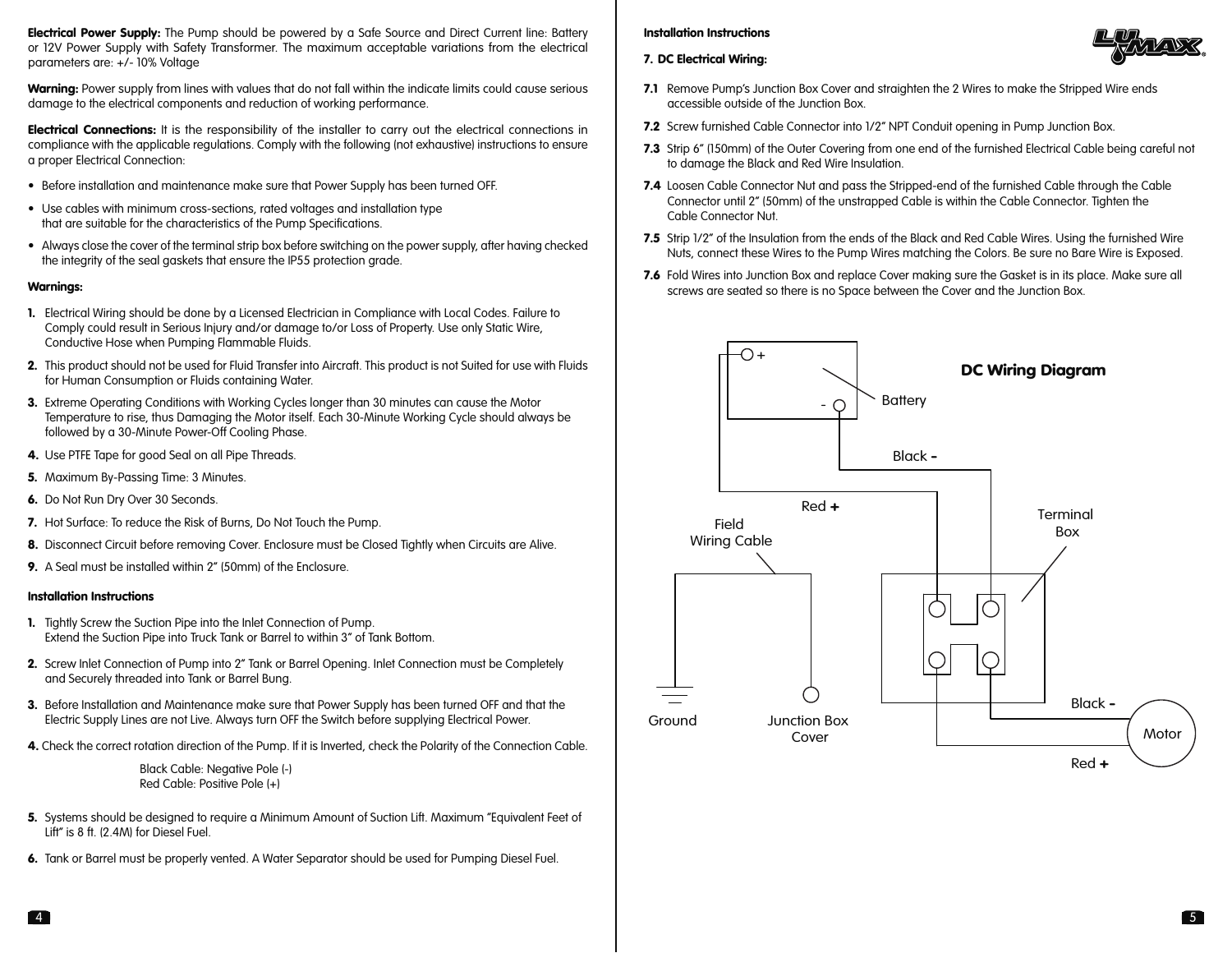**Electrical Power Supply:** The Pump should be powered by a Safe Source and Direct Current line: Battery or 12V Power Supply with Safety Transformer. The maximum acceptable variations from the electrical parameters are: +/- 10% Voltage

**Warning:** Power supply from lines with values that do not fall within the indicate limits could cause serious damage to the electrical components and reduction of working performance.

**Electrical Connections:** It is the responsibility of the installer to carry out the electrical connections in compliance with the applicable regulations. Comply with the following (not exhaustive) instructions to ensure a proper Electrical Connection:

- Before installation and maintenance make sure that Power Supply has been turned OFF.
- Use cables with minimum cross-sections, rated voltages and installation type that are suitable for the characteristics of the Pump Specifications.
- Always close the cover of the terminal strip box before switching on the power supply, after having checked the integrity of the seal gaskets that ensure the IP55 protection grade.

**Warnings:**

1. Electrical Wiring should be done by a Licensed Electrician in Compliance with Local Codes. Failure to Comply could result in Serious Injury and/or damage to/or Loss of Property. Use only Static Wire, Conductive Hose when Pumping Flammable Fluids.
2. This product should not be used for Fluid Transfer into Aircraft. This product is not Suited for use with Fluids for Human Consumption or Fluids containing Water.
3. Extreme Operating Conditions with Working Cycles longer than 30 minutes can cause the Motor Temperature to rise, thus Damaging the Motor itself. Each 30-Minute Working Cycle should always be followed by a 30-Minute Power-Off Cooling Phase.
4. Use PTFE Tape for good Seal on all Pipe Threads.
5. Maximum By-Passing Time: 3 Minutes.
6. Do Not Run Dry Over 30 Seconds.
7. Hot Surface: To reduce the Risk of Burns, Do Not Touch the Pump.
8. Disconnect Circuit before removing Cover. Enclosure must be Closed Tightly when Circuits are Alive.
9. A Seal must be installed within 2" (50mm) of the Enclosure.

**Installation Instructions**

1. Tightly Screw the Suction Pipe into the Inlet Connection of Pump. Extend the Suction Pipe into Truck Tank or Barrel to within 3" of Tank Bottom.
2. Screw Inlet Connection of Pump into 2" Tank or Barrel Opening. Inlet Connection must be Completely and Securely threaded into Tank or Barrel Bung.
3. Before Installation and Maintenance make sure that Power Supply has been turned OFF and that the Electric Supply Lines are not Live. Always turn OFF the Switch before supplying Electrical Power.
4. Check the correct rotation direction of the Pump. If it is Inverted, check the Polarity of the Connection Cable.

   Black Cable: Negative Pole (-)
   Red Cable: Positive Pole (+)

5. Systems should be designed to require a Minimum Amount of Suction Lift. Maximum "Equivalent Feet of Lift" is 8 ft. (2.4M) for Diesel Fuel.
6. Tank or Barrel must be properly vented. A Water Separator should be used for Pumping Diesel Fuel.

**Installation Instructions**

**7. DC Electrical Wiring:**

**7.1** Remove Pump's Junction Box Cover and straighten the 2 Wires to make the Stripped Wire ends accessible outside of the Junction Box.

**7.2** Screw furnished Cable Connector into 1/2" NPT Conduit opening in Pump Junction Box.

**7.3** Strip 6" (150mm) of the Outer Covering from one end of the furnished Electrical Cable being careful not to damage the Black and Red Wire Insulation.

**7.4** Loosen Cable Connector Nut and pass the Stripped-end of the furnished Cable through the Cable Connector until 2" (50mm) of the unstrapped Cable is within the Cable Connector. Tighten the Cable Connector Nut.

**7.5** Strip 1/2" of the Insulation from the ends of the Black and Red Cable Wires. Using the furnished Wire Nuts, connect these Wires to the Pump Wires matching the Colors. Be sure no Bare Wire is Exposed.

**7.6** Fold Wires into Junction Box and replace Cover making sure the Gasket is in its place. Make sure all screws are seated so there is no Space between the Cover and the Junction Box.

**DC Wiring Diagram**

Battery (+, -) — Black - — Red + — Field Wiring Cable — Terminal Box — Ground — Junction Box Cover — Black - — Red + — Motor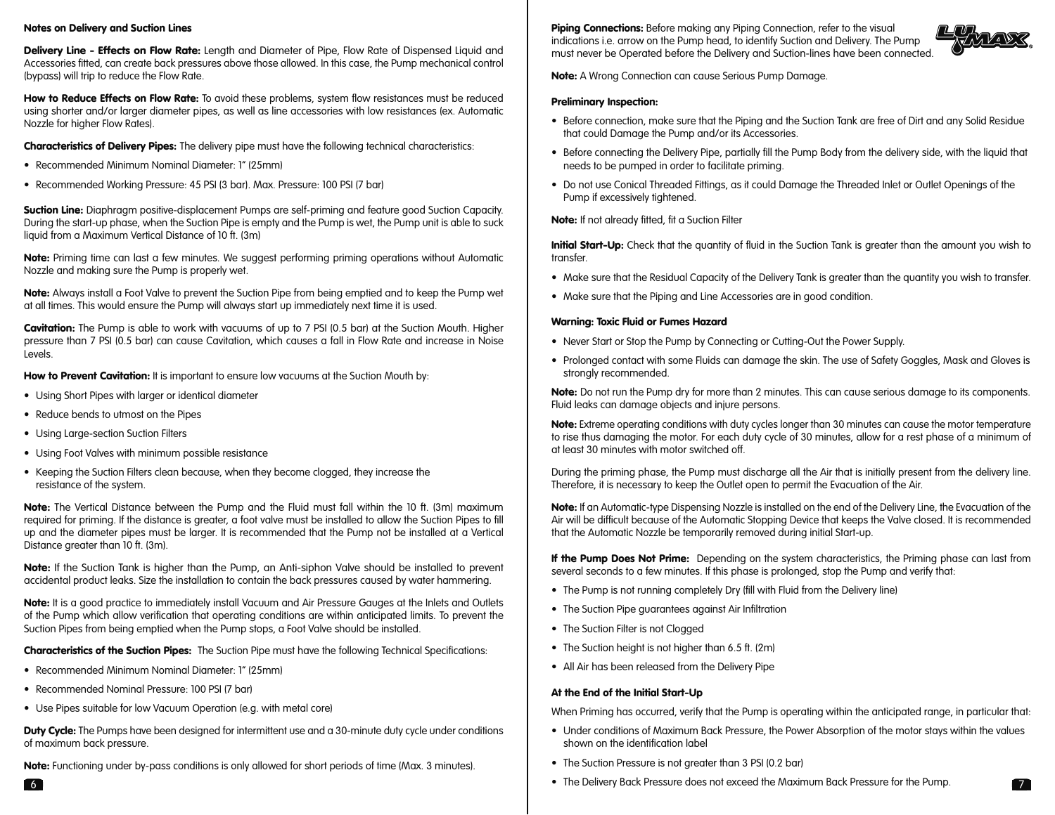**Notes on Delivery and Suction Lines**

**Delivery Line - Effects on Flow Rate:** Length and Diameter of Pipe, Flow Rate of Dispensed Liquid and Accessories fitted, can create back pressures above those allowed. In this case, the Pump mechanical control (bypass) will trip to reduce the Flow Rate.

**How to Reduce Effects on Flow Rate:** To avoid these problems, system flow resistances must be reduced using shorter and/or larger diameter pipes, as well as line accessories with low resistances (ex. Automatic Nozzle for higher Flow Rates).

**Characteristics of Delivery Pipes:** The delivery pipe must have the following technical characteristics:

- Recommended Minimum Nominal Diameter: 1" (25mm)
- Recommended Working Pressure: 45 PSI (3 bar). Max. Pressure: 100 PSI (7 bar)

**Suction Line:** Diaphragm positive-displacement Pumps are self-priming and feature good Suction Capacity. During the start-up phase, when the Suction Pipe is empty and the Pump is wet, the Pump unit is able to suck liquid from a Maximum Vertical Distance of 10 ft. (3m)

**Note:** Priming time can last a few minutes. We suggest performing priming operations without Automatic Nozzle and making sure the Pump is properly wet.

**Note:** Always install a Foot Valve to prevent the Suction Pipe from being emptied and to keep the Pump wet at all times. This would ensure the Pump will always start up immediately next time it is used.

**Cavitation:** The Pump is able to work with vacuums of up to 7 PSI (0.5 bar) at the Suction Mouth. Higher pressure than 7 PSI (0.5 bar) can cause Cavitation, which causes a fall in Flow Rate and increase in Noise Levels.

**How to Prevent Cavitation:** It is important to ensure low vacuums at the Suction Mouth by:

- Using Short Pipes with larger or identical diameter
- Reduce bends to utmost on the Pipes
- Using Large-section Suction Filters
- Using Foot Valves with minimum possible resistance
- Keeping the Suction Filters clean because, when they become clogged, they increase the resistance of the system.

**Note:** The Vertical Distance between the Pump and the Fluid must fall within the 10 ft. (3m) maximum required for priming. If the distance is greater, a foot valve must be installed to allow the Suction Pipes to fill up and the diameter pipes must be larger. It is recommended that the Pump not be installed at a Vertical Distance greater than 10 ft. (3m).

**Note:** If the Suction Tank is higher than the Pump, an Anti-siphon Valve should be installed to prevent accidental product leaks. Size the installation to contain the back pressures caused by water hammering.

**Note:** It is a good practice to immediately install Vacuum and Air Pressure Gauges at the Inlets and Outlets of the Pump which allow verification that operating conditions are within anticipated limits. To prevent the Suction Pipes from being emptied when the Pump stops, a Foot Valve should be installed.

**Characteristics of the Suction Pipes:** The Suction Pipe must have the following Technical Specifications:

- Recommended Minimum Nominal Diameter: 1" (25mm)
- Recommended Nominal Pressure: 100 PSI (7 bar)
- Use Pipes suitable for low Vacuum Operation (e.g. with metal core)

**Duty Cycle:** The Pumps have been designed for intermittent use and a 30-minute duty cycle under conditions of maximum back pressure.

**Note:** Functioning under by-pass conditions is only allowed for short periods of time (Max. 3 minutes).

**Piping Connections:** Before making any Piping Connection, refer to the visual indications i.e. arrow on the Pump head, to identify Suction and Delivery. The Pump must never be Operated before the Delivery and Suction-lines have been connected.

**Note:** A Wrong Connection can cause Serious Pump Damage.

**Preliminary Inspection:**

- Before connection, make sure that the Piping and the Suction Tank are free of Dirt and any Solid Residue that could Damage the Pump and/or its Accessories.
- Before connecting the Delivery Pipe, partially fill the Pump Body from the delivery side, with the liquid that needs to be pumped in order to facilitate priming.
- Do not use Conical Threaded Fittings, as it could Damage the Threaded Inlet or Outlet Openings of the Pump if excessively tightened.

**Note:** If not already fitted, fit a Suction Filter

**Initial Start-Up:** Check that the quantity of fluid in the Suction Tank is greater than the amount you wish to transfer.

- Make sure that the Residual Capacity of the Delivery Tank is greater than the quantity you wish to transfer.
- Make sure that the Piping and Line Accessories are in good condition.

**Warning: Toxic Fluid or Fumes Hazard**

- Never Start or Stop the Pump by Connecting or Cutting-Out the Power Supply.
- Prolonged contact with some Fluids can damage the skin. The use of Safety Goggles, Mask and Gloves is strongly recommended.

**Note:** Do not run the Pump dry for more than 2 minutes. This can cause serious damage to its components. Fluid leaks can damage objects and injure persons.

**Note:** Extreme operating conditions with duty cycles longer than 30 minutes can cause the motor temperature to rise thus damaging the motor. For each duty cycle of 30 minutes, allow for a rest phase of a minimum of at least 30 minutes with motor switched off.

During the priming phase, the Pump must discharge all the Air that is initially present from the delivery line. Therefore, it is necessary to keep the Outlet open to permit the Evacuation of the Air.

**Note:** If an Automatic-type Dispensing Nozzle is installed on the end of the Delivery Line, the Evacuation of the Air will be difficult because of the Automatic Stopping Device that keeps the Valve closed. It is recommended that the Automatic Nozzle be temporarily removed during initial Start-up.

**If the Pump Does Not Prime:** Depending on the system characteristics, the Priming phase can last from several seconds to a few minutes. If this phase is prolonged, stop the Pump and verify that:

- The Pump is not running completely Dry (fill with Fluid from the Delivery line)
- The Suction Pipe guarantees against Air Infiltration
- The Suction Filter is not Clogged
- The Suction height is not higher than 6.5 ft. (2m)
- All Air has been released from the Delivery Pipe

**At the End of the Initial Start-Up**

When Priming has occurred, verify that the Pump is operating within the anticipated range, in particular that:

- Under conditions of Maximum Back Pressure, the Power Absorption of the motor stays within the values shown on the identification label
- The Suction Pressure is not greater than 3 PSI (0.2 bar)
- The Delivery Back Pressure does not exceed the Maximum Back Pressure for the Pump.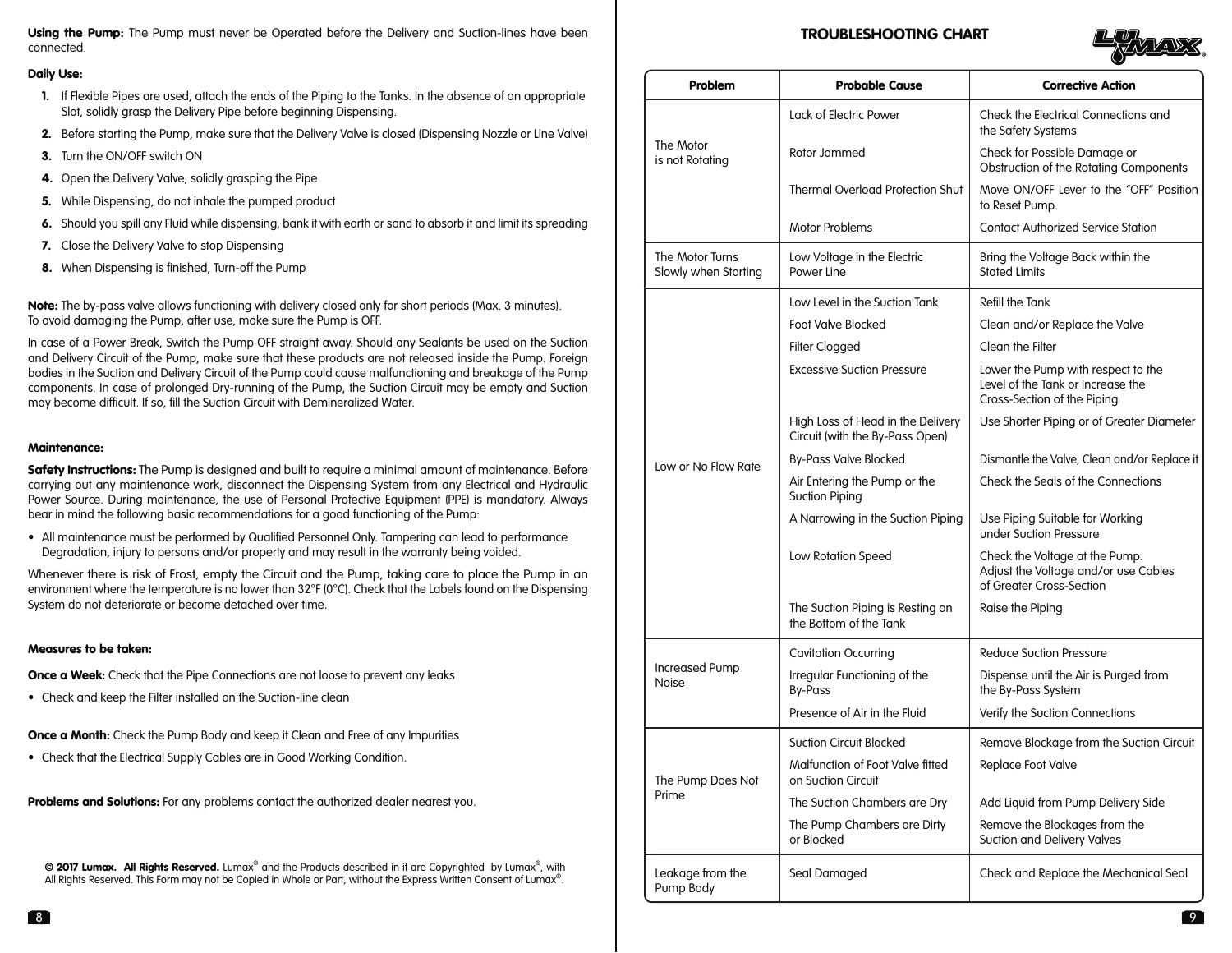**Using the Pump:** The Pump must never be Operated before the Delivery and Suction-lines have been connected.

**Daily Use:**

1. If Flexible Pipes are used, attach the ends of the Piping to the Tanks. In the absence of an appropriate Slot, solidly grasp the Delivery Pipe before beginning Dispensing.
2. Before starting the Pump, make sure that the Delivery Valve is closed (Dispensing Nozzle or Line Valve)
3. Turn the ON/OFF switch ON
4. Open the Delivery Valve, solidly grasping the Pipe
5. While Dispensing, do not inhale the pumped product
6. Should you spill any Fluid while dispensing, bank it with earth or sand to absorb it and limit its spreading
7. Close the Delivery Valve to stop Dispensing
8. When Dispensing is finished, Turn-off the Pump

**Note:** The by-pass valve allows functioning with delivery closed only for short periods (Max. 3 minutes). To avoid damaging the Pump, after use, make sure the Pump is OFF.

In case of a Power Break, Switch the Pump OFF straight away. Should any Sealants be used on the Suction and Delivery Circuit of the Pump, make sure that these products are not released inside the Pump. Foreign bodies in the Suction and Delivery Circuit of the Pump could cause malfunctioning and breakage of the Pump components. In case of prolonged Dry-running of the Pump, the Suction Circuit may be empty and Suction may become difficult. If so, fill the Suction Circuit with Demineralized Water.

**Maintenance:**

**Safety Instructions:** The Pump is designed and built to require a minimal amount of maintenance. Before carrying out any maintenance work, disconnect the Dispensing System from any Electrical and Hydraulic Power Source. During maintenance, the use of Personal Protective Equipment (PPE) is mandatory. Always bear in mind the following basic recommendations for a good functioning of the Pump:

- All maintenance must be performed by Qualified Personnel Only. Tampering can lead to performance Degradation, injury to persons and/or property and may result in the warranty being voided.

Whenever there is risk of Frost, empty the Circuit and the Pump, taking care to place the Pump in an environment where the temperature is no lower than 32°F (0°C). Check that the Labels found on the Dispensing System do not deteriorate or become detached over time.

**Measures to be taken:**

**Once a Week:** Check that the Pipe Connections are not loose to prevent any leaks

- Check and keep the Filter installed on the Suction-line clean

**Once a Month:** Check the Pump Body and keep it Clean and Free of any Impurities

- Check that the Electrical Supply Cables are in Good Working Condition.

**Problems and Solutions:** For any problems contact the authorized dealer nearest you.

**© 2017 Lumax. All Rights Reserved.** Lumax® and the Products described in it are Copyrighted by Lumax®, with All Rights Reserved. This Form may not be Copied in Whole or Part, without the Express Written Consent of Lumax®.

## TROUBLESHOOTING CHART

| Problem | Probable Cause | Corrective Action |
|---|---|---|
| The Motor is not Rotating | Lack of Electric Power | Check the Electrical Connections and the Safety Systems |
| | Rotor Jammed | Check for Possible Damage or Obstruction of the Rotating Components |
| | Thermal Overload Protection Shut | Move ON/OFF Lever to the "OFF" Position to Reset Pump. |
| | Motor Problems | Contact Authorized Service Station |
| The Motor Turns Slowly when Starting | Low Voltage in the Electric Power Line | Bring the Voltage Back within the Stated Limits |
| Low or No Flow Rate | Low Level in the Suction Tank | Refill the Tank |
| | Foot Valve Blocked | Clean and/or Replace the Valve |
| | Filter Clogged | Clean the Filter |
| | Excessive Suction Pressure | Lower the Pump with respect to the Level of the Tank or Increase the Cross-Section of the Piping |
| | High Loss of Head in the Delivery Circuit (with the By-Pass Open) | Use Shorter Piping or of Greater Diameter |
| | By-Pass Valve Blocked | Dismantle the Valve, Clean and/or Replace it |
| | Air Entering the Pump or the Suction Piping | Check the Seals of the Connections |
| | A Narrowing in the Suction Piping | Use Piping Suitable for Working under Suction Pressure |
| | Low Rotation Speed | Check the Voltage at the Pump. Adjust the Voltage and/or use Cables of Greater Cross-Section |
| | The Suction Piping is Resting on the Bottom of the Tank | Raise the Piping |
| Increased Pump Noise | Cavitation Occurring | Reduce Suction Pressure |
| | Irregular Functioning of the By-Pass | Dispense until the Air is Purged from the By-Pass System |
| | Presence of Air in the Fluid | Verify the Suction Connections |
| The Pump Does Not Prime | Suction Circuit Blocked | Remove Blockage from the Suction Circuit |
| | Malfunction of Foot Valve fitted on Suction Circuit | Replace Foot Valve |
| | The Suction Chambers are Dry | Add Liquid from Pump Delivery Side |
| | The Pump Chambers are Dirty or Blocked | Remove the Blockages from the Suction and Delivery Valves |
| Leakage from the Pump Body | Seal Damaged | Check and Replace the Mechanical Seal |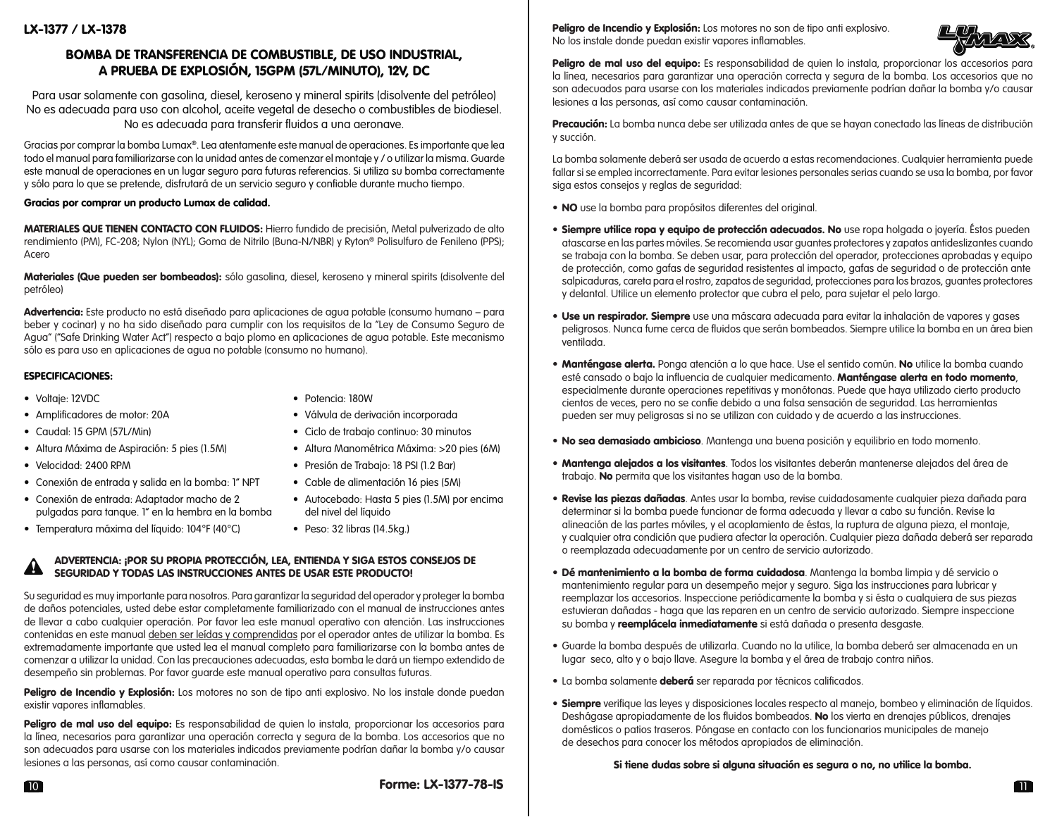**LX-1377 / LX-1378**

## BOMBA DE TRANSFERENCIA DE COMBUSTIBLE, DE USO INDUSTRIAL, A PRUEBA DE EXPLOSIÓN, 15GPM (57L/MINUTO), 12V, DC

Para usar solamente con gasolina, diesel, keroseno y mineral spirits (disolvente del petróleo)
No es adecuada para uso con alcohol, aceite vegetal de desecho o combustibles de biodiesel.
No es adecuada para transferir fluidos a una aeronave.

Gracias por comprar la bomba Lumax®. Lea atentamente este manual de operaciones. Es importante que lea todo el manual para familiarizarse con la unidad antes de comenzar el montaje y / o utilizar la misma. Guarde este manual de operaciones en un lugar seguro para futuras referencias. Si utiliza su bomba correctamente y sólo para lo que se pretende, disfrutará de un servicio seguro y confiable durante mucho tiempo.

**Gracias por comprar un producto Lumax de calidad.**

**MATERIALES QUE TIENEN CONTACTO CON FLUIDOS:** Hierro fundido de precisión, Metal pulverizado de alto rendimiento (PM), FC-208; Nylon (NYL); Goma de Nitrilo (Buna-N/NBR) y Ryton® Polisulfuro de Fenileno (PPS); Acero

**Materiales (Que pueden ser bombeados):** sólo gasolina, diesel, keroseno y mineral spirits (disolvente del petróleo)

**Advertencia:** Este producto no está diseñado para aplicaciones de agua potable (consumo humano – para beber y cocinar) y no ha sido diseñado para cumplir con los requisitos de la "Ley de Consumo Seguro de Agua" ("Safe Drinking Water Act") respecto a bajo plomo en aplicaciones de agua potable. Este mecanismo sólo es para uso en aplicaciones de agua no potable (consumo no humano).

**ESPECIFICACIONES:**

- Voltaje: 12VDC
- Amplificadores de motor: 20A
- Caudal: 15 GPM (57L/Min)
- Altura Máxima de Aspiración: 5 pies (1.5M)
- Velocidad: 2400 RPM
- Conexión de entrada y salida en la bomba: 1" NPT
- Conexión de entrada: Adaptador macho de 2 pulgadas para tanque. 1" en la hembra en la bomba
- Temperatura máxima del líquido: 104°F (40°C)
- Potencia: 180W
- Válvula de derivación incorporada
- Ciclo de trabajo continuo: 30 minutos
- Altura Manométrica Máxima: >20 pies (6M)
- Presión de Trabajo: 18 PSI (1.2 Bar)
- Cable de alimentación 16 pies (5M)
- Autocebado: Hasta 5 pies (1.5M) por encima del nivel del líquido
- Peso: 32 libras (14.5kg.)

**ADVERTENCIA: ¡POR SU PROPIA PROTECCIÓN, LEA, ENTIENDA Y SIGA ESTOS CONSEJOS DE SEGURIDAD Y TODAS LAS INSTRUCCIONES ANTES DE USAR ESTE PRODUCTO!**

Su seguridad es muy importante para nosotros. Para garantizar la seguridad del operador y proteger la bomba de daños potenciales, usted debe estar completamente familiarizado con el manual de instrucciones antes de llevar a cabo cualquier operación. Por favor lea este manual operativo con atención. Las instrucciones contenidas en este manual deben ser leídas y comprendidas por el operador antes de utilizar la bomba. Es extremadamente importante que usted lea el manual completo para familiarizarse con la bomba antes de comenzar a utilizar la unidad. Con las precauciones adecuadas, esta bomba le dará un tiempo extendido de desempeño sin problemas. Por favor guarde este manual operativo para consultas futuras.

**Peligro de Incendio y Explosión:** Los motores no son de tipo anti explosivo. No los instale donde puedan existir vapores inflamables.

**Peligro de mal uso del equipo:** Es responsabilidad de quien lo instala, proporcionar los accesorios para la línea, necesarios para garantizar una operación correcta y segura de la bomba. Los accesorios que no son adecuados para usarse con los materiales indicados previamente podrían dañar la bomba y/o causar lesiones a las personas, así como causar contaminación.

**Peligro de Incendio y Explosión:** Los motores no son de tipo anti explosivo. No los instale donde puedan existir vapores inflamables.

**Peligro de mal uso del equipo:** Es responsabilidad de quien lo instala, proporcionar los accesorios para la línea, necesarios para garantizar una operación correcta y segura de la bomba. Los accesorios que no son adecuados para usarse con los materiales indicados previamente podrían dañar la bomba y/o causar lesiones a las personas, así como causar contaminación.

**Precaución:** La bomba nunca debe ser utilizada antes de que se hayan conectado las líneas de distribución y succión.

La bomba solamente deberá ser usada de acuerdo a estas recomendaciones. Cualquier herramienta puede fallar si se emplea incorrectamente. Para evitar lesiones personales serias cuando se usa la bomba, por favor siga estos consejos y reglas de seguridad:

- **NO** use la bomba para propósitos diferentes del original.
- **Siempre utilice ropa y equipo de protección adecuados. No** use ropa holgada o joyería. Éstos pueden atascarse en las partes móviles. Se recomienda usar guantes protectores y zapatos antideslizantes cuando se trabaja con la bomba. Se deben usar, para protección del operador, protecciones aprobadas y equipo de protección, como gafas de seguridad resistentes al impacto, gafas de seguridad o de protección ante salpicaduras, careta para el rostro, zapatos de seguridad, protecciones para los brazos, guantes protectores y delantal. Utilice un elemento protector que cubra el pelo, para sujetar el pelo largo.
- **Use un respirador. Siempre** use una máscara adecuada para evitar la inhalación de vapores y gases peligrosos. Nunca fume cerca de fluidos que serán bombeados. Siempre utilice la bomba en un área bien ventilada.
- **Manténgase alerta.** Ponga atención a lo que hace. Use el sentido común. **No** utilice la bomba cuando esté cansado o bajo la influencia de cualquier medicamento. **Manténgase alerta en todo momento**, especialmente durante operaciones repetitivas y monótonas. Puede que haya utilizado cierto producto cientos de veces, pero no se confíe debido a una falsa sensación de seguridad. Las herramientas pueden ser muy peligrosas si no se utilizan con cuidado y de acuerdo a las instrucciones.
- **No sea demasiado ambicioso**. Mantenga una buena posición y equilibrio en todo momento.
- **Mantenga alejados a los visitantes**. Todos los visitantes deberán mantenerse alejados del área de trabajo. **No** permita que los visitantes hagan uso de la bomba.
- **Revise las piezas dañadas**. Antes usar la bomba, revise cuidadosamente cualquier pieza dañada para determinar si la bomba puede funcionar de forma adecuada y llevar a cabo su función. Revise la alineación de las partes móviles, y el acoplamiento de éstas, la ruptura de alguna pieza, el montaje, y cualquier otra condición que pudiera afectar la operación. Cualquier pieza dañada deberá ser reparada o reemplazada adecuadamente por un centro de servicio autorizado.
- **Dé mantenimiento a la bomba de forma cuidadosa**. Mantenga la bomba limpia y dé servicio o mantenimiento regular para un desempeño mejor y seguro. Siga las instrucciones para lubricar y reemplazar los accesorios. Inspeccione periódicamente la bomba y si ésta o cualquiera de sus piezas estuvieran dañadas - haga que las reparen en un centro de servicio autorizado. Siempre inspeccione su bomba y **reemplácela inmediatamente** si está dañada o presenta desgaste.
- Guarde la bomba después de utilizarla. Cuando no la utilice, la bomba deberá ser almacenada en un lugar seco, alto y o bajo llave. Asegure la bomba y el área de trabajo contra niños.
- La bomba solamente **deberá** ser reparada por técnicos calificados.
- **Siempre** verifique las leyes y disposiciones locales respecto al manejo, bombeo y eliminación de líquidos. Deshágase apropiadamente de los fluidos bombeados. **No** los vierta en drenajes públicos, drenajes domésticos o patios traseros. Póngase en contacto con los funcionarios municipales de manejo de desechos para conocer los métodos apropiados de eliminación.

**Si tiene dudas sobre si alguna situación es segura o no, no utilice la bomba.**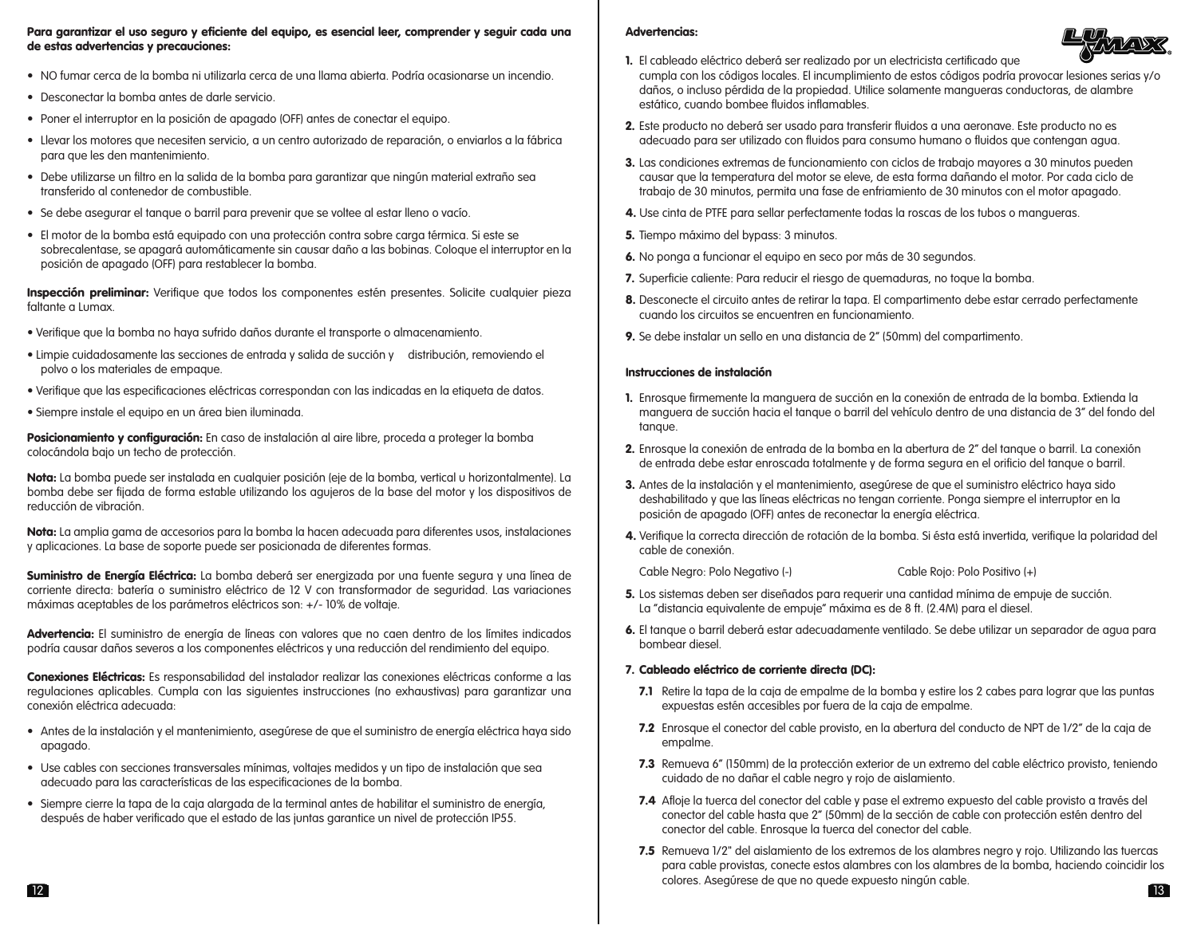**Para garantizar el uso seguro y eficiente del equipo, es esencial leer, comprender y seguir cada una de estas advertencias y precauciones:**

- NO fumar cerca de la bomba ni utilizarla cerca de una llama abierta. Podría ocasionarse un incendio.
- Desconectar la bomba antes de darle servicio.
- Poner el interruptor en la posición de apagado (OFF) antes de conectar el equipo.
- Llevar los motores que necesiten servicio, a un centro autorizado de reparación, o enviarlos a la fábrica para que les den mantenimiento.
- Debe utilizarse un filtro en la salida de la bomba para garantizar que ningún material extraño sea transferido al contenedor de combustible.
- Se debe asegurar el tanque o barril para prevenir que se voltee al estar lleno o vacío.
- El motor de la bomba está equipado con una protección contra sobre carga térmica. Si este se sobrecalentase, se apagará automáticamente sin causar daño a las bobinas. Coloque el interruptor en la posición de apagado (OFF) para restablecer la bomba.

**Inspección preliminar:** Verifique que todos los componentes estén presentes. Solicite cualquier pieza faltante a Lumax.

- Verifique que la bomba no haya sufrido daños durante el transporte o almacenamiento.
- Limpie cuidadosamente las secciones de entrada y salida de succión y distribución, removiendo el polvo o los materiales de empaque.
- Verifique que las especificaciones eléctricas correspondan con las indicadas en la etiqueta de datos.
- Siempre instale el equipo en un área bien iluminada.

**Posicionamiento y configuración:** En caso de instalación al aire libre, proceda a proteger la bomba colocándola bajo un techo de protección.

**Nota:** La bomba puede ser instalada en cualquier posición (eje de la bomba, vertical u horizontalmente). La bomba debe ser fijada de forma estable utilizando los agujeros de la base del motor y los dispositivos de reducción de vibración.

**Nota:** La amplia gama de accesorios para la bomba la hacen adecuada para diferentes usos, instalaciones y aplicaciones. La base de soporte puede ser posicionada de diferentes formas.

**Suministro de Energía Eléctrica:** La bomba deberá ser energizada por una fuente segura y una línea de corriente directa: batería o suministro eléctrico de 12 V con transformador de seguridad. Las variaciones máximas aceptables de los parámetros eléctricos son: +/- 10% de voltaje.

**Advertencia:** El suministro de energía de líneas con valores que no caen dentro de los límites indicados podría causar daños severos a los componentes eléctricos y una reducción del rendimiento del equipo.

**Conexiones Eléctricas:** Es responsabilidad del instalador realizar las conexiones eléctricas conforme a las regulaciones aplicables. Cumpla con las siguientes instrucciones (no exhaustivas) para garantizar una conexión eléctrica adecuada:

- Antes de la instalación y el mantenimiento, asegúrese de que el suministro de energía eléctrica haya sido apagado.
- Use cables con secciones transversales mínimas, voltajes medidos y un tipo de instalación que sea adecuado para las características de las especificaciones de la bomba.
- Siempre cierre la tapa de la caja alargada de la terminal antes de habilitar el suministro de energía, después de haber verificado que el estado de las juntas garantice un nivel de protección IP55.

**Advertencias:**

1. El cableado eléctrico deberá ser realizado por un electricista certificado que cumpla con los códigos locales. El incumplimiento de estos códigos podría provocar lesiones serias y/o daños, o incluso pérdida de la propiedad. Utilice solamente mangueras conductoras, de alambre estático, cuando bombee fluidos inflamables.
2. Este producto no deberá ser usado para transferir fluidos a una aeronave. Este producto no es adecuado para ser utilizado con fluidos para consumo humano o fluidos que contengan agua.
3. Las condiciones extremas de funcionamiento con ciclos de trabajo mayores a 30 minutos pueden causar que la temperatura del motor se eleve, de esta forma dañando el motor. Por cada ciclo de trabajo de 30 minutos, permita una fase de enfriamiento de 30 minutos con el motor apagado.
4. Use cinta de PTFE para sellar perfectamente todas la roscas de los tubos o mangueras.
5. Tiempo máximo del bypass: 3 minutos.
6. No ponga a funcionar el equipo en seco por más de 30 segundos.
7. Superficie caliente: Para reducir el riesgo de quemaduras, no toque la bomba.
8. Desconecte el circuito antes de retirar la tapa. El compartimento debe estar cerrado perfectamente cuando los circuitos se encuentren en funcionamiento.
9. Se debe instalar un sello en una distancia de 2" (50mm) del compartimento.

**Instrucciones de instalación**

1. Enrosque firmemente la manguera de succión en la conexión de entrada de la bomba. Extienda la manguera de succión hacia el tanque o barril del vehículo dentro de una distancia de 3" del fondo del tanque.
2. Enrosque la conexión de entrada de la bomba en la abertura de 2" del tanque o barril. La conexión de entrada debe estar enroscada totalmente y de forma segura en el orificio del tanque o barril.
3. Antes de la instalación y el mantenimiento, asegúrese de que el suministro eléctrico haya sido deshabilitado y que las líneas eléctricas no tengan corriente. Ponga siempre el interruptor en la posición de apagado (OFF) antes de reconectar la energía eléctrica.
4. Verifique la correcta dirección de rotación de la bomba. Si ésta está invertida, verifique la polaridad del cable de conexión.

   Cable Negro: Polo Negativo (-) Cable Rojo: Polo Positivo (+)
5. Los sistemas deben ser diseñados para requerir una cantidad mínima de empuje de succión. La "distancia equivalente de empuje" máxima es de 8 ft. (2.4M) para el diesel.
6. El tanque o barril deberá estar adecuadamente ventilado. Se debe utilizar un separador de agua para bombear diesel.
7. **Cableado eléctrico de corriente directa (DC):**
   - **7.1** Retire la tapa de la caja de empalme de la bomba y estire los 2 cabes para lograr que las puntas expuestas estén accesibles por fuera de la caja de empalme.
   - **7.2** Enrosque el conector del cable provisto, en la abertura del conducto de NPT de 1/2" de la caja de empalme.
   - **7.3** Remueva 6" (150mm) de la protección exterior de un extremo del cable eléctrico provisto, teniendo cuidado de no dañar el cable negro y rojo de aislamiento.
   - **7.4** Afloje la tuerca del conector del cable y pase el extremo expuesto del cable provisto a través del conector del cable hasta que 2" (50mm) de la sección de cable con protección estén dentro del conector del cable. Enrosque la tuerca del conector del cable.
   - **7.5** Remueva 1/2" del aislamiento de los extremos de los alambres negro y rojo. Utilizando las tuercas para cable provistas, conecte estos alambres con los alambres de la bomba, haciendo coincidir los colores. Asegúrese de que no quede expuesto ningún cable.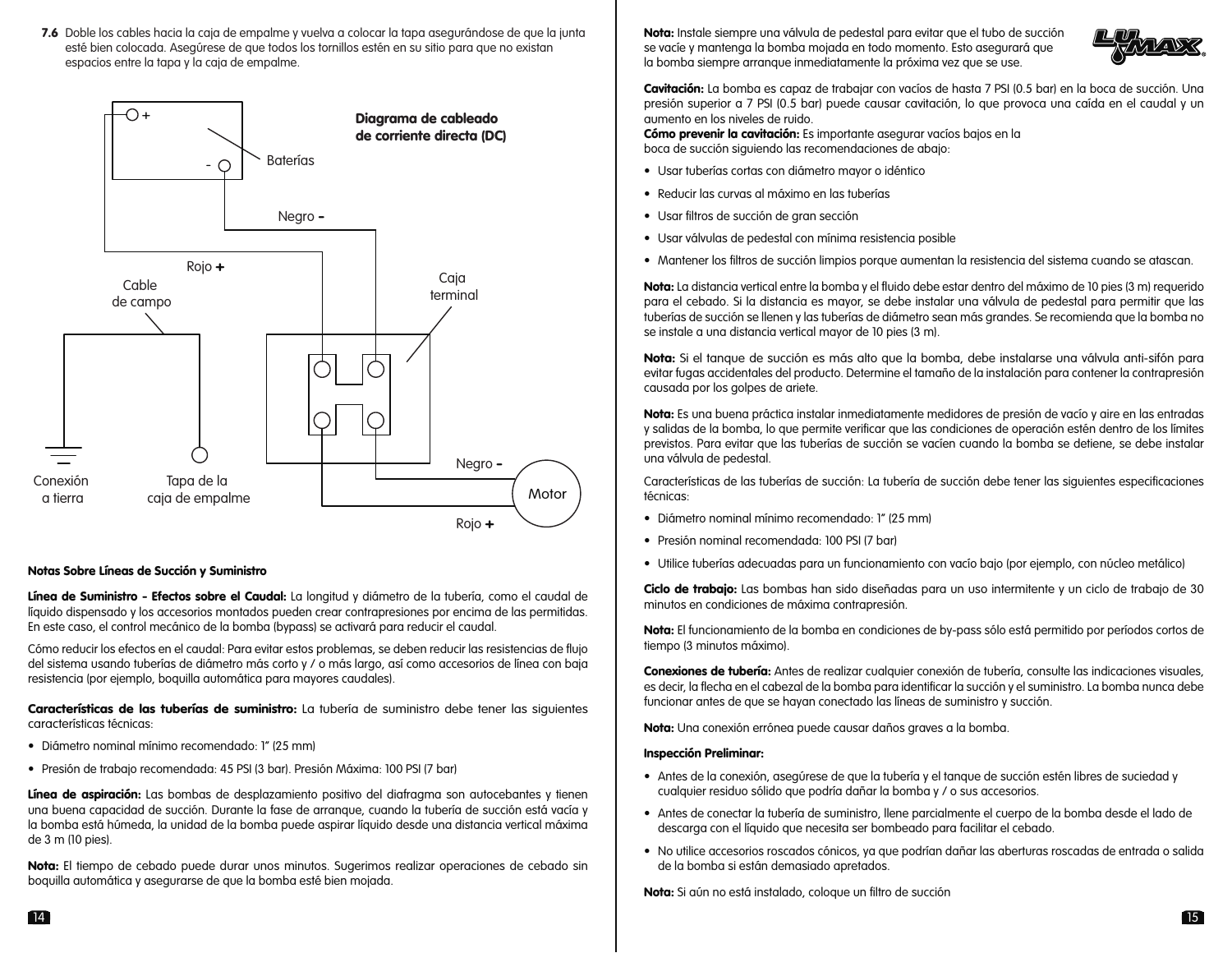**7.6** Doble los cables hacia la caja de empalme y vuelva a colocar la tapa asegurándose de que la junta esté bien colocada. Asegúrese de que todos los tornillos estén en su sitio para que no existan espacios entre la tapa y la caja de empalme.

**Diagrama de cableado de corriente directa (DC)**

Baterías
Negro **-**
Rojo **+**
Cable de campo
Caja terminal
Negro **-**
Motor
Rojo **+**
Conexión a tierra
Tapa de la caja de empalme

### Notas Sobre Líneas de Succión y Suministro

**Línea de Suministro - Efectos sobre el Caudal:** La longitud y diámetro de la tubería, como el caudal de líquido dispensado y los accesorios montados pueden crear contrapresiones por encima de las permitidas. En este caso, el control mecánico de la bomba (bypass) se activará para reducir el caudal.

Cómo reducir los efectos en el caudal: Para evitar estos problemas, se deben reducir las resistencias de flujo del sistema usando tuberías de diámetro más corto y / o más largo, así como accesorios de línea con baja resistencia (por ejemplo, boquilla automática para mayores caudales).

**Características de las tuberías de suministro:** La tubería de suministro debe tener las siguientes características técnicas:

- Diámetro nominal mínimo recomendado: 1" (25 mm)
- Presión de trabajo recomendada: 45 PSI (3 bar). Presión Máxima: 100 PSI (7 bar)

**Línea de aspiración:** Las bombas de desplazamiento positivo del diafragma son autocebantes y tienen una buena capacidad de succión. Durante la fase de arranque, cuando la tubería de succión está vacía y la bomba está húmeda, la unidad de la bomba puede aspirar líquido desde una distancia vertical máxima de 3 m (10 pies).

**Nota:** El tiempo de cebado puede durar unos minutos. Sugerimos realizar operaciones de cebado sin boquilla automática y asegurarse de que la bomba esté bien mojada.

**Nota:** Instale siempre una válvula de pedestal para evitar que el tubo de succión se vacíe y mantenga la bomba mojada en todo momento. Esto asegurará que la bomba siempre arranque inmediatamente la próxima vez que se use.

**Cavitación:** La bomba es capaz de trabajar con vacíos de hasta 7 PSI (0.5 bar) en la boca de succión. Una presión superior a 7 PSI (0.5 bar) puede causar cavitación, lo que provoca una caída en el caudal y un aumento en los niveles de ruido.

**Cómo prevenir la cavitación:** Es importante asegurar vacíos bajos en la boca de succión siguiendo las recomendaciones de abajo:

- Usar tuberías cortas con diámetro mayor o idéntico
- Reducir las curvas al máximo en las tuberías
- Usar filtros de succión de gran sección
- Usar válvulas de pedestal con mínima resistencia posible
- Mantener los filtros de succión limpios porque aumentan la resistencia del sistema cuando se atascan.

**Nota:** La distancia vertical entre la bomba y el fluido debe estar dentro del máximo de 10 pies (3 m) requerido para el cebado. Si la distancia es mayor, se debe instalar una válvula de pedestal para permitir que las tuberías de succión se llenen y las tuberías de diámetro sean más grandes. Se recomienda que la bomba no se instale a una distancia vertical mayor de 10 pies (3 m).

**Nota:** Si el tanque de succión es más alto que la bomba, debe instalarse una válvula anti-sifón para evitar fugas accidentales del producto. Determine el tamaño de la instalación para contener la contrapresión causada por los golpes de ariete.

**Nota:** Es una buena práctica instalar inmediatamente medidores de presión de vacío y aire en las entradas y salidas de la bomba, lo que permite verificar que las condiciones de operación estén dentro de los límites previstos. Para evitar que las tuberías de succión se vacíen cuando la bomba se detiene, se debe instalar una válvula de pedestal.

Características de las tuberías de succión: La tubería de succión debe tener las siguientes especificaciones técnicas:

- Diámetro nominal mínimo recomendado: 1" (25 mm)
- Presión nominal recomendada: 100 PSI (7 bar)
- Utilice tuberías adecuadas para un funcionamiento con vacío bajo (por ejemplo, con núcleo metálico)

**Ciclo de trabajo:** Las bombas han sido diseñadas para un uso intermitente y un ciclo de trabajo de 30 minutos en condiciones de máxima contrapresión.

**Nota:** El funcionamiento de la bomba en condiciones de by-pass sólo está permitido por períodos cortos de tiempo (3 minutos máximo).

**Conexiones de tubería:** Antes de realizar cualquier conexión de tubería, consulte las indicaciones visuales, es decir, la flecha en el cabezal de la bomba para identificar la succión y el suministro. La bomba nunca debe funcionar antes de que se hayan conectado las líneas de suministro y succión.

**Nota:** Una conexión errónea puede causar daños graves a la bomba.

**Inspección Preliminar:**

- Antes de la conexión, asegúrese de que la tubería y el tanque de succión estén libres de suciedad y cualquier residuo sólido que podría dañar la bomba y / o sus accesorios.
- Antes de conectar la tubería de suministro, llene parcialmente el cuerpo de la bomba desde el lado de descarga con el líquido que necesita ser bombeado para facilitar el cebado.
- No utilice accesorios roscados cónicos, ya que podrían dañar las aberturas roscadas de entrada o salida de la bomba si están demasiado apretados.

**Nota:** Si aún no está instalado, coloque un filtro de succión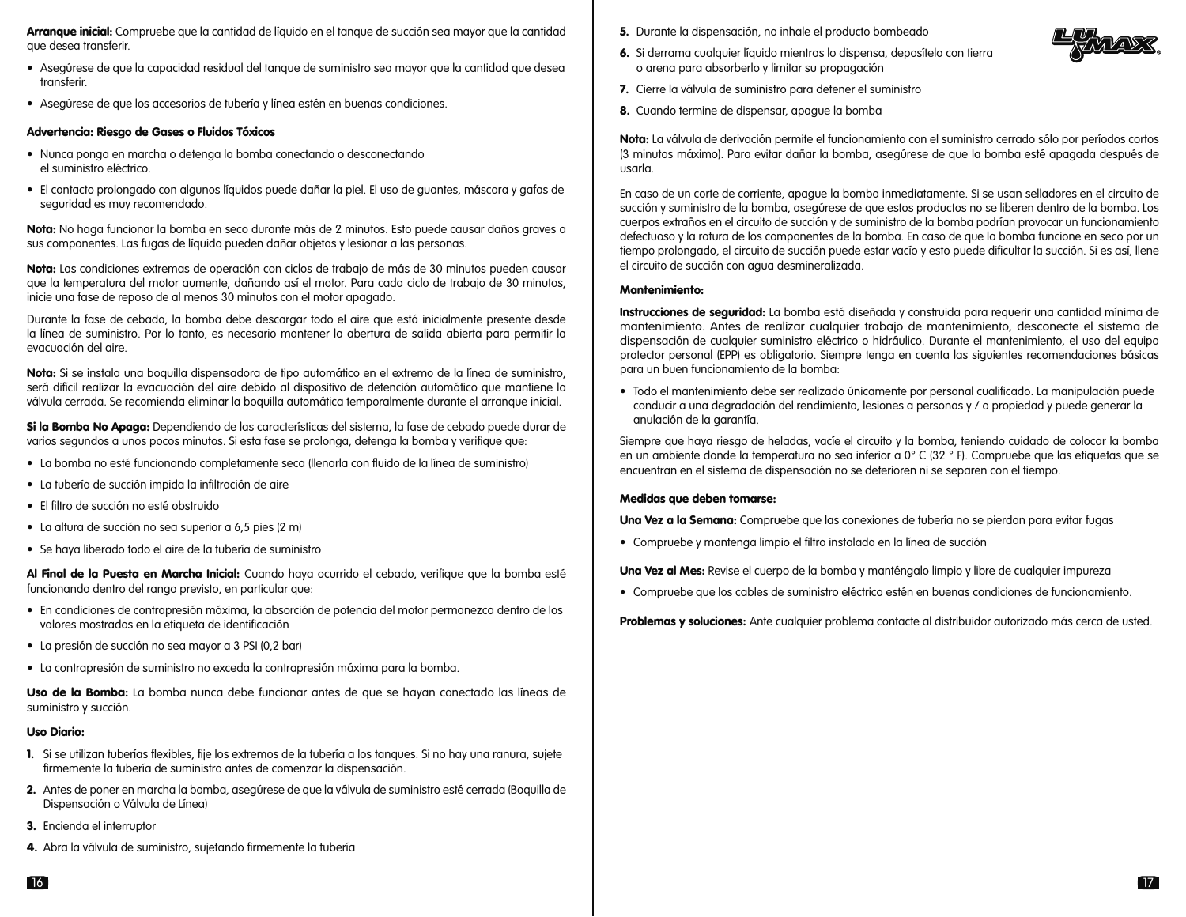**Arranque inicial:** Compruebe que la cantidad de líquido en el tanque de succión sea mayor que la cantidad que desea transferir.

- Asegúrese de que la capacidad residual del tanque de suministro sea mayor que la cantidad que desea transferir.
- Asegúrese de que los accesorios de tubería y línea estén en buenas condiciones.

**Advertencia: Riesgo de Gases o Fluidos Tóxicos**

- Nunca ponga en marcha o detenga la bomba conectando o desconectando el suministro eléctrico.
- El contacto prolongado con algunos líquidos puede dañar la piel. El uso de guantes, máscara y gafas de seguridad es muy recomendado.

**Nota:** No haga funcionar la bomba en seco durante más de 2 minutos. Esto puede causar daños graves a sus componentes. Las fugas de líquido pueden dañar objetos y lesionar a las personas.

**Nota:** Las condiciones extremas de operación con ciclos de trabajo de más de 30 minutos pueden causar que la temperatura del motor aumente, dañando así el motor. Para cada ciclo de trabajo de 30 minutos, inicie una fase de reposo de al menos 30 minutos con el motor apagado.

Durante la fase de cebado, la bomba debe descargar todo el aire que está inicialmente presente desde la línea de suministro. Por lo tanto, es necesario mantener la abertura de salida abierta para permitir la evacuación del aire.

**Nota:** Si se instala una boquilla dispensadora de tipo automático en el extremo de la línea de suministro, será difícil realizar la evacuación del aire debido al dispositivo de detención automático que mantiene la válvula cerrada. Se recomienda eliminar la boquilla automática temporalmente durante el arranque inicial.

**Si la Bomba No Apaga:** Dependiendo de las características del sistema, la fase de cebado puede durar de varios segundos a unos pocos minutos. Si esta fase se prolonga, detenga la bomba y verifique que:

- La bomba no esté funcionando completamente seca (llenarla con fluido de la línea de suministro)
- La tubería de succión impida la infiltración de aire
- El filtro de succión no esté obstruido
- La altura de succión no sea superior a 6,5 pies (2 m)
- Se haya liberado todo el aire de la tubería de suministro

**Al Final de la Puesta en Marcha Inicial:** Cuando haya ocurrido el cebado, verifique que la bomba esté funcionando dentro del rango previsto, en particular que:

- En condiciones de contrapresión máxima, la absorción de potencia del motor permanezca dentro de los valores mostrados en la etiqueta de identificación
- La presión de succión no sea mayor a 3 PSI (0,2 bar)
- La contrapresión de suministro no exceda la contrapresión máxima para la bomba.

**Uso de la Bomba:** La bomba nunca debe funcionar antes de que se hayan conectado las líneas de suministro y succión.

**Uso Diario:**

1. Si se utilizan tuberías flexibles, fije los extremos de la tubería a los tanques. Si no hay una ranura, sujete firmemente la tubería de suministro antes de comenzar la dispensación.
2. Antes de poner en marcha la bomba, asegúrese de que la válvula de suministro esté cerrada (Boquilla de Dispensación o Válvula de Línea)
3. Encienda el interruptor
4. Abra la válvula de suministro, sujetando firmemente la tubería
5. Durante la dispensación, no inhale el producto bombeado
6. Si derrama cualquier líquido mientras lo dispensa, deposítelo con tierra o arena para absorberlo y limitar su propagación
7. Cierre la válvula de suministro para detener el suministro
8. Cuando termine de dispensar, apague la bomba

**Nota:** La válvula de derivación permite el funcionamiento con el suministro cerrado sólo por períodos cortos (3 minutos máximo). Para evitar dañar la bomba, asegúrese de que la bomba esté apagada después de usarla.

En caso de un corte de corriente, apague la bomba inmediatamente. Si se usan selladores en el circuito de succión y suministro de la bomba, asegúrese de que estos productos no se liberen dentro de la bomba. Los cuerpos extraños en el circuito de succión y de suministro de la bomba podrían provocar un funcionamiento defectuoso y la rotura de los componentes de la bomba. En caso de que la bomba funcione en seco por un tiempo prolongado, el circuito de succión puede estar vacío y esto puede dificultar la succión. Si es así, llene el circuito de succión con agua desmineralizada.

**Mantenimiento:**

**Instrucciones de seguridad:** La bomba está diseñada y construida para requerir una cantidad mínima de mantenimiento. Antes de realizar cualquier trabajo de mantenimiento, desconecte el sistema de dispensación de cualquier suministro eléctrico o hidráulico. Durante el mantenimiento, el uso del equipo protector personal (EPP) es obligatorio. Siempre tenga en cuenta las siguientes recomendaciones básicas para un buen funcionamiento de la bomba:

- Todo el mantenimiento debe ser realizado únicamente por personal cualificado. La manipulación puede conducir a una degradación del rendimiento, lesiones a personas y / o propiedad y puede generar la anulación de la garantía.

Siempre que haya riesgo de heladas, vacíe el circuito y la bomba, teniendo cuidado de colocar la bomba en un ambiente donde la temperatura no sea inferior a 0° C (32 ° F). Compruebe que las etiquetas que se encuentran en el sistema de dispensación no se deterioren ni se separen con el tiempo.

**Medidas que deben tomarse:**

**Una Vez a la Semana:** Compruebe que las conexiones de tubería no se pierdan para evitar fugas

- Compruebe y mantenga limpio el filtro instalado en la línea de succión

**Una Vez al Mes:** Revise el cuerpo de la bomba y manténgalo limpio y libre de cualquier impureza

- Compruebe que los cables de suministro eléctrico estén en buenas condiciones de funcionamiento.

**Problemas y soluciones:** Ante cualquier problema contacte al distribuidor autorizado más cerca de usted.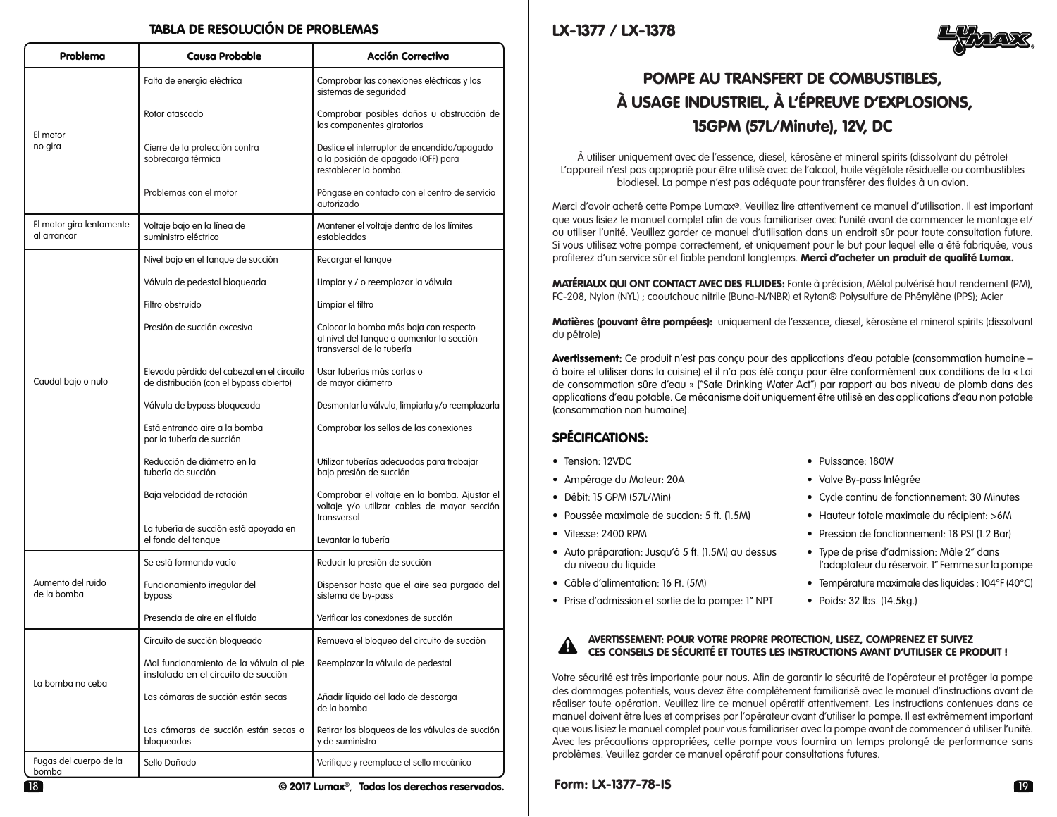## TABLA DE RESOLUCIÓN DE PROBLEMAS

| Problema | Causa Probable | Acción Correctiva |
|---|---|---|
| El motor no gira | Falta de energía eléctrica | Comprobar las conexiones eléctricas y los sistemas de seguridad |
| | Rotor atascado | Comprobar posibles daños u obstrucción de los componentes giratorios |
| | Cierre de la protección contra sobrecarga térmica | Deslice el interruptor de encendido/apagado a la posición de apagado (OFF) para restablecer la bomba. |
| | Problemas con el motor | Póngase en contacto con el centro de servicio autorizado |
| El motor gira lentamente al arrancar | Voltaje bajo en la línea de suministro eléctrico | Mantener el voltaje dentro de los límites establecidos |
| Caudal bajo o nulo | Nivel bajo en el tanque de succión | Recargar el tanque |
| | Válvula de pedestal bloqueada | Limpiar y / o reemplazar la válvula |
| | Filtro obstruido | Limpiar el filtro |
| | Presión de succión excesiva | Colocar la bomba más baja con respecto al nivel del tanque o aumentar la sección transversal de la tubería |
| | Elevada pérdida del cabezal en el circuito de distribución (con el bypass abierto) | Usar tuberías más cortas o de mayor diámetro |
| | Válvula de bypass bloqueada | Desmontar la válvula, limpiarla y/o reemplazarla |
| | Está entrando aire a la bomba por la tubería de succión | Comprobar los sellos de las conexiones |
| | Reducción de diámetro en la tubería de succión | Utilizar tuberías adecuadas para trabajar bajo presión de succión |
| | Baja velocidad de rotación | Comprobar el voltaje en la bomba. Ajustar el voltaje y/o utilizar cables de mayor sección transversal |
| | La tubería de succión está apoyada en el fondo del tanque | Levantar la tubería |
| Aumento del ruido de la bomba | Se está formando vacío | Reducir la presión de succión |
| | Funcionamiento irregular del bypass | Dispensar hasta que el aire sea purgado del sistema de by-pass |
| | Presencia de aire en el fluido | Verificar las conexiones de succión |
| La bomba no ceba | Circuito de succión bloqueado | Remueva el bloqueo del circuito de succión |
| | Mal funcionamiento de la válvula al pie instalada en el circuito de succión | Reemplazar la válvula de pedestal |
| | Las cámaras de succión están secas | Añadir líquido del lado de descarga de la bomba |
| | Las cámaras de succión están secas o bloqueadas | Retirar los bloqueos de las válvulas de succión y de suministro |
| Fugas del cuerpo de la bomba | Sello Dañado | Verifique y reemplace el sello mecánico |

© 2017 Lumax®, Todos los derechos reservados.

# LX-1377 / LX-1378

## POMPE AU TRANSFERT DE COMBUSTIBLES, À USAGE INDUSTRIEL, À L'ÉPREUVE D'EXPLOSIONS, 15GPM (57L/Minute), 12V, DC

À utiliser uniquement avec de l'essence, diesel, kérosène et mineral spirits (dissolvant du pétrole) L'appareil n'est pas approprié pour être utilisé avec de l'alcool, huile végétale résiduelle ou combustibles biodiesel. La pompe n'est pas adéquate pour transférer des fluides à un avion.

Merci d'avoir acheté cette Pompe Lumax®. Veuillez lire attentivement ce manuel d'utilisation. Il est important que vous lisiez le manuel complet afin de vous familiariser avec l'unité avant de commencer le montage et/ou utiliser l'unité. Veuillez garder ce manuel d'utilisation dans un endroit sûr pour toute consultation future. Si vous utilisez votre pompe correctement, et uniquement pour le but pour lequel elle a été fabriquée, vous profiterez d'un service sûr et fiable pendant longtemps. **Merci d'acheter un produit de qualité Lumax.**

**MATÉRIAUX QUI ONT CONTACT AVEC DES FLUIDES:** Fonte à précision, Métal pulvérisé haut rendement (PM), FC-208, Nylon (NYL) ; caoutchouc nitrile (Buna-N/NBR) et Ryton® Polysulfure de Phénylène (PPS); Acier

**Matières (pouvant être pompées):** uniquement de l'essence, diesel, kérosène et mineral spirits (dissolvant du pétrole)

**Avertissement:** Ce produit n'est pas conçu pour des applications d'eau potable (consommation humaine – à boire et utiliser dans la cuisine) et il n'a pas été conçu pour être conformément aux conditions de la « Loi de consommation sûre d'eau » ("Safe Drinking Water Act") par rapport au bas niveau de plomb dans des applications d'eau potable. Ce mécanisme doit uniquement être utilisé en des applications d'eau non potable (consommation non humaine).

### SPÉCIFICATIONS:

- Tension: 12VDC
- Ampérage du Moteur: 20A
- Débit: 15 GPM (57L/Min)
- Poussée maximale de succion: 5 ft. (1.5M)
- Vitesse: 2400 RPM
- Auto préparation: Jusqu'à 5 ft. (1.5M) au dessus du niveau du liquide
- Câble d'alimentation: 16 Ft. (5M)
- Prise d'admission et sortie de la pompe: 1" NPT
- Puissance: 180W
- Valve By-pass Intégrée
- Cycle continu de fonctionnement: 30 Minutes
- Hauteur totale maximale du récipient: >6M
- Pression de fonctionnement: 18 PSI (1.2 Bar)
- Type de prise d'admission: Mâle 2" dans l'adaptateur du réservoir. 1" Femme sur la pompe
- Température maximale des liquides : 104°F (40°C)
- Poids: 32 lbs. (14.5kg.)

**⚠ AVERTISSEMENT: POUR VOTRE PROPRE PROTECTION, LISEZ, COMPRENEZ ET SUIVEZ CES CONSEILS DE SÉCURITÉ ET TOUTES LES INSTRUCTIONS AVANT D'UTILISER CE PRODUIT !**

Votre sécurité est très importante pour nous. Afin de garantir la sécurité de l'opérateur et protéger la pompe des dommages potentiels, vous devez être complètement familiarisé avec le manuel d'instructions avant de réaliser toute opération. Veuillez lire ce manuel opératif attentivement. Les instructions contenues dans ce manuel doivent être lues et comprises par l'opérateur avant d'utiliser la pompe. Il est extrêmement important que vous lisiez le manuel complet pour vous familiariser avec la pompe avant de commencer à utiliser l'unité. Avec les précautions appropriées, cette pompe vous fournira un temps prolongé de performance sans problèmes. Veuillez garder ce manuel opératif pour consultations futures.

Form: LX-1377-78-IS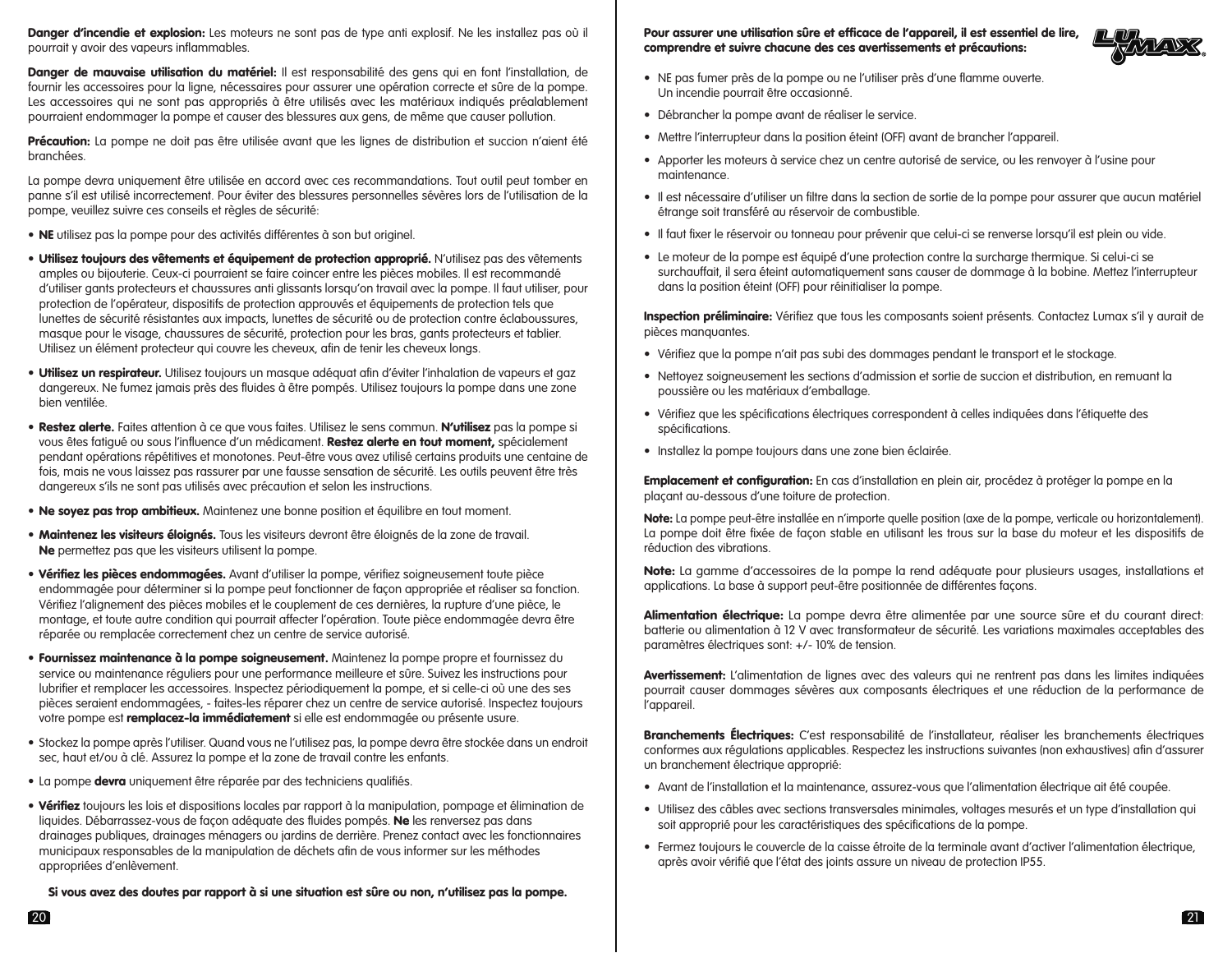**Danger d'incendie et explosion:** Les moteurs ne sont pas de type anti explosif. Ne les installez pas où il pourrait y avoir des vapeurs inflammables.

**Danger de mauvaise utilisation du matériel:** Il est responsabilité des gens qui en font l'installation, de fournir les accessoires pour la ligne, nécessaires pour assurer une opération correcte et sûre de la pompe. Les accessoires qui ne sont pas appropriés à être utilisés avec les matériaux indiqués préalablement pourraient endommager la pompe et causer des blessures aux gens, de même que causer pollution.

**Précaution:** La pompe ne doit pas être utilisée avant que les lignes de distribution et succion n'aient été branchées.

La pompe devra uniquement être utilisée en accord avec ces recommandations. Tout outil peut tomber en panne s'il est utilisé incorrectement. Pour éviter des blessures personnelles sévères lors de l'utilisation de la pompe, veuillez suivre ces conseils et règles de sécurité:

- **NE** utilisez pas la pompe pour des activités différentes à son but originel.
- **Utilisez toujours des vêtements et équipement de protection approprié.** N'utilisez pas des vêtements amples ou bijouterie. Ceux-ci pourraient se faire coincer entre les pièces mobiles. Il est recommandé d'utiliser gants protecteurs et chaussures anti glissants lorsqu'on travail avec la pompe. Il faut utiliser, pour protection de l'opérateur, dispositifs de protection approuvés et équipements de protection tels que lunettes de sécurité résistantes aux impacts, lunettes de sécurité ou de protection contre éclaboussures, masque pour le visage, chaussures de sécurité, protection pour les bras, gants protecteurs et tablier. Utilisez un élément protecteur qui couvre les cheveux, afin de tenir les cheveux longs.
- **Utilisez un respirateur.** Utilisez toujours un masque adéquat afin d'éviter l'inhalation de vapeurs et gaz dangereux. Ne fumez jamais près des fluides à être pompés. Utilisez toujours la pompe dans une zone bien ventilée.
- **Restez alerte.** Faites attention à ce que vous faites. Utilisez le sens commun. **N'utilisez** pas la pompe si vous êtes fatigué ou sous l'influence d'un médicament. **Restez alerte en tout moment,** spécialement pendant opérations répétitives et monotones. Peut-être vous avez utilisé certains produits une centaine de fois, mais ne vous laissez pas rassurer par une fausse sensation de sécurité. Les outils peuvent être très dangereux s'ils ne sont pas utilisés avec précaution et selon les instructions.
- **Ne soyez pas trop ambitieux.** Maintenez une bonne position et équilibre en tout moment.
- **Maintenez les visiteurs éloignés.** Tous les visiteurs devront être éloignés de la zone de travail. **Ne** permettez pas que les visiteurs utilisent la pompe.
- **Vérifiez les pièces endommagées.** Avant d'utiliser la pompe, vérifiez soigneusement toute pièce endommagée pour déterminer si la pompe peut fonctionner de façon appropriée et réaliser sa fonction. Vérifiez l'alignement des pièces mobiles et le couplement de ces dernières, la rupture d'une pièce, le montage, et toute autre condition qui pourrait affecter l'opération. Toute pièce endommagée devra être réparée ou remplacée correctement chez un centre de service autorisé.
- **Fournissez maintenance à la pompe soigneusement.** Maintenez la pompe propre et fournissez du service ou maintenance réguliers pour une performance meilleure et sûre. Suivez les instructions pour lubrifier et remplacer les accessoires. Inspectez périodiquement la pompe, et si celle-ci où une des ses pièces seraient endommagées, - faites-les réparer chez un centre de service autorisé. Inspectez toujours votre pompe est **remplacez-la immédiatement** si elle est endommagée ou présente usure.
- Stockez la pompe après l'utiliser. Quand vous ne l'utilisez pas, la pompe devra être stockée dans un endroit sec, haut et/ou à clé. Assurez la pompe et la zone de travail contre les enfants.
- La pompe **devra** uniquement être réparée par des techniciens qualifiés.
- **Vérifiez** toujours les lois et dispositions locales par rapport à la manipulation, pompage et élimination de liquides. Débarrassez-vous de façon adéquate des fluides pompés. **Ne** les renversez pas dans drainages publiques, drainages ménagers ou jardins de derrière. Prenez contact avec les fonctionnaires municipaux responsables de la manipulation de déchets afin de vous informer sur les méthodes appropriées d'enlèvement.

**Si vous avez des doutes par rapport à si une situation est sûre ou non, n'utilisez pas la pompe.**

**Pour assurer une utilisation sûre et efficace de l'appareil, il est essentiel de lire, comprendre et suivre chacune des ces avertissements et précautions:**

- NE pas fumer près de la pompe ou ne l'utiliser près d'une flamme ouverte. Un incendie pourrait être occasionné.
- Débrancher la pompe avant de réaliser le service.
- Mettre l'interrupteur dans la position éteint (OFF) avant de brancher l'appareil.
- Apporter les moteurs à service chez un centre autorisé de service, ou les renvoyer à l'usine pour maintenance.
- Il est nécessaire d'utiliser un filtre dans la section de sortie de la pompe pour assurer que aucun matériel étrange soit transféré au réservoir de combustible.
- Il faut fixer le réservoir ou tonneau pour prévenir que celui-ci se renverse lorsqu'il est plein ou vide.
- Le moteur de la pompe est équipé d'une protection contre la surcharge thermique. Si celui-ci se surchauffait, il sera éteint automatiquement sans causer de dommage à la bobine. Mettez l'interrupteur dans la position éteint (OFF) pour réinitialiser la pompe.

**Inspection préliminaire:** Vérifiez que tous les composants soient présents. Contactez Lumax s'il y aurait de pièces manquantes.

- Vérifiez que la pompe n'ait pas subi des dommages pendant le transport et le stockage.
- Nettoyez soigneusement les sections d'admission et sortie de succion et distribution, en remuant la poussière ou les matériaux d'emballage.
- Vérifiez que les spécifications électriques correspondent à celles indiquées dans l'étiquette des spécifications.
- Installez la pompe toujours dans une zone bien éclairée.

**Emplacement et configuration:** En cas d'installation en plein air, procédez à protéger la pompe en la plaçant au-dessous d'une toiture de protection.

**Note:** La pompe peut-être installée en n'importe quelle position (axe de la pompe, verticale ou horizontalement). La pompe doit être fixée de façon stable en utilisant les trous sur la base du moteur et les dispositifs de réduction des vibrations.

**Note:** La gamme d'accessoires de la pompe la rend adéquate pour plusieurs usages, installations et applications. La base à support peut-être positionnée de différentes façons.

**Alimentation électrique:** La pompe devra être alimentée par une source sûre et du courant direct: batterie ou alimentation à 12 V avec transformateur de sécurité. Les variations maximales acceptables des paramètres électriques sont: +/- 10% de tension.

**Avertissement:** L'alimentation de lignes avec des valeurs qui ne rentrent pas dans les limites indiquées pourrait causer dommages sévères aux composants électriques et une réduction de la performance de l'appareil.

**Branchements Électriques:** C'est responsabilité de l'installateur, réaliser les branchements électriques conformes aux régulations applicables. Respectez les instructions suivantes (non exhaustives) afin d'assurer un branchement électrique approprié:

- Avant de l'installation et la maintenance, assurez-vous que l'alimentation électrique ait été coupée.
- Utilisez des câbles avec sections transversales minimales, voltages mesurés et un type d'installation qui soit approprié pour les caractéristiques des spécifications de la pompe.
- Fermez toujours le couvercle de la caisse étroite de la terminale avant d'activer l'alimentation électrique, après avoir vérifié que l'état des joints assure un niveau de protection IP55.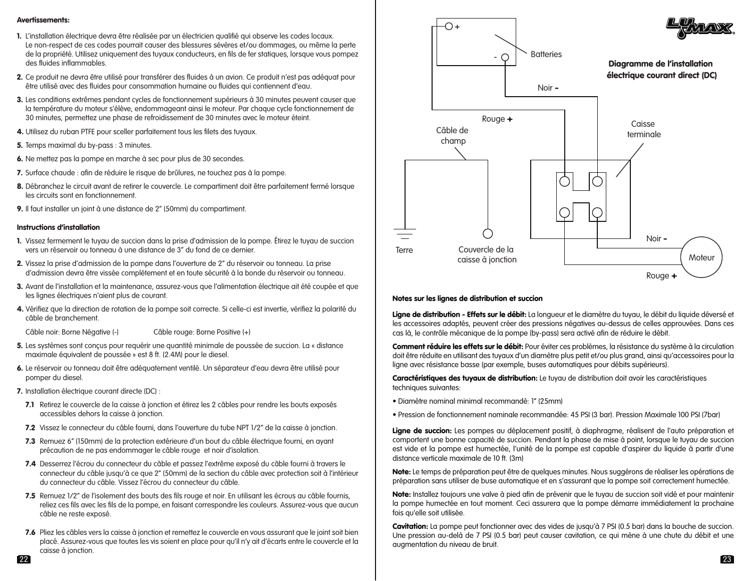**Avertissements:**

1. L'installation électrique devra être réalisée par un électricien qualifié qui observe les codes locaux. Le non-respect de ces codes pourrait causer des blessures sévères et/ou dommages, ou même la perte de la propriété. Utilisez uniquement des tuyaux conducteurs, en fils de fer statiques, lorsque vous pompez des fluides inflammables.
2. Ce produit ne devra être utilisé pour transférer des fluides à un avion. Ce produit n'est pas adéquat pour être utilisé avec des fluides pour consommation humaine ou fluides qui contiennent d'eau.
3. Les conditions extrêmes pendant cycles de fonctionnement supérieurs à 30 minutes peuvent causer que la température du moteur s'élève, endommageant ainsi le moteur. Par chaque cycle fonctionnement de 30 minutes, permettez une phase de refroidissement de 30 minutes avec le moteur éteint.
4. Utilisez du ruban PTFE pour sceller parfaitement tous les filets des tuyaux.
5. Temps maximal du by-pass : 3 minutes.
6. Ne mettez pas la pompe en marche à sec pour plus de 30 secondes.
7. Surface chaude : afin de réduire le risque de brûlures, ne touchez pas à la pompe.
8. Débranchez le circuit avant de retirer le couvercle. Le compartiment doit être parfaitement fermé lorsque les circuits sont en fonctionnement.
9. Il faut installer un joint à une distance de 2" (50mm) du compartiment.

**Instructions d'installation**

1. Vissez fermement le tuyau de succion dans la prise d'admission de la pompe. Étirez le tuyau de succion vers un réservoir ou tonneau à une distance de 3" du fond de ce dernier.
2. Vissez la prise d'admission de la pompe dans l'ouverture de 2" du réservoir ou tonneau. La prise d'admission devra être vissée complètement et en toute sécurité à la bonde du réservoir ou tonneau.
3. Avant de l'installation et la maintenance, assurez-vous que l'alimentation électrique ait été coupée et que les lignes électriques n'aient plus de courant.
4. Vérifiez que la direction de rotation de la pompe soit correcte. Si celle-ci est invertie, vérifiez la polarité du câble de branchement.

   Câble noir: Borne Négative (-)    Câble rouge: Borne Positive (+)
5. Les systèmes sont conçus pour requérir une quantité minimale de poussée de succion. La « distance maximale équivalent de poussée » est 8 ft. (2.4M) pour le diesel.
6. Le réservoir ou tonneau doit être adéquatement ventilé. Un séparateur d'eau devra être utilisé pour pomper du diesel.
7. Installation électrique courant directe (DC) :
   - **7.1** Retirez le couvercle de la caisse à jonction et étirez les 2 câbles pour rendre les bouts exposés accessibles dehors la caisse à jonction.
   - **7.2** Vissez le connecteur du câble fourni, dans l'ouverture du tube NPT 1/2" de la caisse à jonction.
   - **7.3** Remuez 6" (150mm) de la protection extérieure d'un bout du câble électrique fourni, en ayant précaution de ne pas endommager le câble rouge et noir d'isolation.
   - **7.4** Desserrez l'écrou du connecteur du câble et passez l'extrême exposé du câble fourni à travers le connecteur du câble jusqu'à ce que 2" (50mm) de la section du câble avec protection soit à l'intérieur du connecteur du câble. Vissez l'écrou du connecteur du câble.
   - **7.5** Remuez 1/2" de l'isolement des bouts des fils rouge et noir. En utilisant les écrous au câble fournis, reliez ces fils avec les fils de la pompe, en faisant correspondre les couleurs. Assurez-vous que aucun câble ne reste exposé.
   - **7.6** Pliez les câbles vers la caisse à jonction et remettez le couvercle en vous assurant que le joint soit bien placé. Assurez-vous que toutes les vis soient en place pour qu'il n'y ait d'écarts entre le couvercle et la caisse à jonction.

**Diagramme de l'installation électrique courant direct (DC)**

Batteries, Noir -, Rouge +, Câble de champ, Caisse terminale, Terre, Couvercle de la caisse à jonction, Noir -, Moteur, Rouge +

**Notes sur les lignes de distribution et succion**

**Ligne de distribution - Effets sur le débit:** La longueur et le diamètre du tuyau, le débit du liquide déversé et les accessoires adaptés, peuvent créer des pressions négatives au-dessus de celles approuvées. Dans ces cas là, le contrôle mécanique de la pompe (by-pass) sera activé afin de réduire le débit.

**Comment réduire les effets sur le débit:** Pour éviter ces problèmes, la résistance du système à la circulation doit être réduite en utilisant des tuyaux d'un diamètre plus petit et/ou plus grand, ainsi qu'accessoires pour la ligne avec résistance basse (par exemple, buses automatiques pour débits supérieurs).

**Caractéristiques des tuyaux de distribution:** Le tuyau de distribution doit avoir les caractéristiques techniques suivantes:

- Diamètre nominal minimal recommandé: 1" (25mm)
- Pression de fonctionnement nominale recommandée: 45 PSI (3 bar). Pression Maximale 100 PSI (7bar)

**Ligne de succion:** Les pompes au déplacement positif, à diaphragme, réalisent de l'auto préparation et comportent une bonne capacité de succion. Pendant la phase de mise à point, lorsque le tuyau de succion est vide et la pompe est humectée, l'unité de la pompe est capable d'aspirer du liquide à partir d'une distance verticale maximale de 10 ft. (3m)

**Note:** Le temps de préparation peut être de quelques minutes. Nous suggérons de réaliser les opérations de préparation sans utiliser de buse automatique et en s'assurant que la pompe soit correctement humectée.

**Note:** Installez toujours une valve à pied afin de prévenir que le tuyau de succion soit vidé et pour maintenir la pompe humectée en tout moment. Ceci assurera que la pompe démarre immédiatement la prochaine fois qu'elle soit utilisée.

**Cavitation:** La pompe peut fonctionner avec des vides de jusqu'à 7 PSI (0.5 bar) dans la bouche de succion. Une pression au-delà de 7 PSI (0.5 bar) peut causer cavitation, ce qui mène à une chute du débit et une augmentation du niveau de bruit.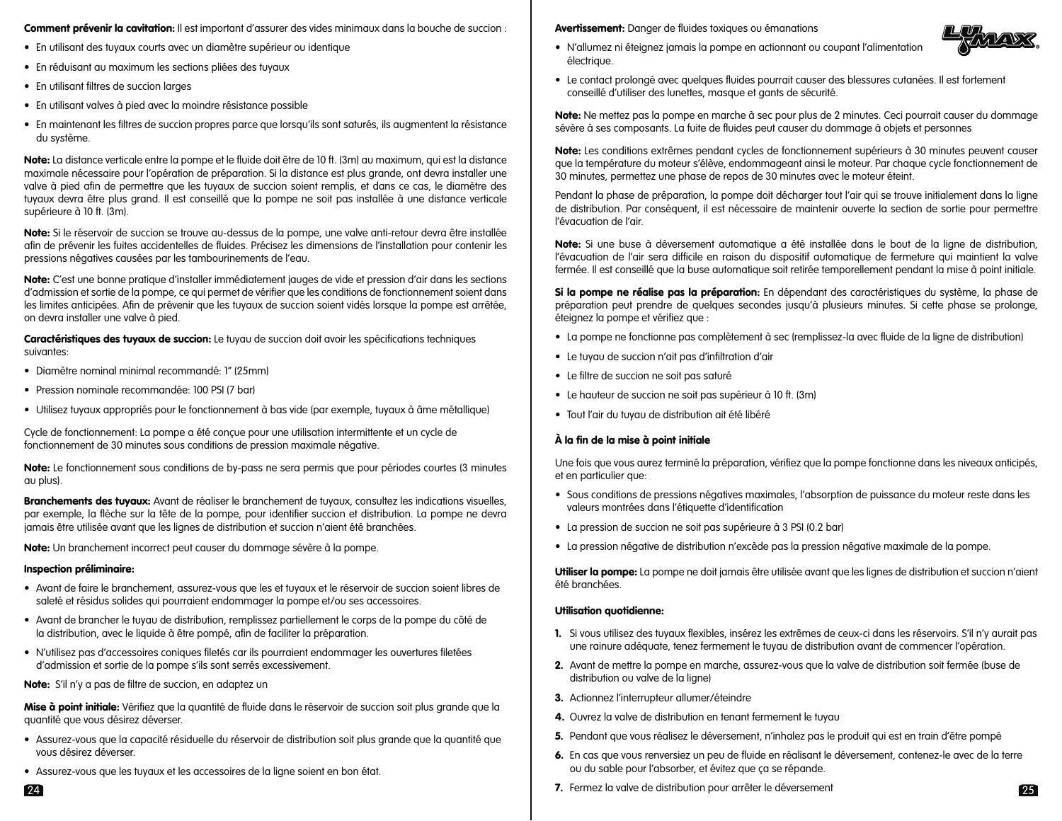**Comment prévenir la cavitation:** Il est important d'assurer des vides minimaux dans la bouche de succion :

- En utilisant des tuyaux courts avec un diamètre supérieur ou identique
- En réduisant au maximum les sections pliées des tuyaux
- En utilisant filtres de succion larges
- En utilisant valves à pied avec la moindre résistance possible
- En maintenant les filtres de succion propres parce que lorsqu'ils sont saturés, ils augmentent la résistance du système.

**Note:** La distance verticale entre la pompe et le fluide doit être de 10 ft. (3m) au maximum, qui est la distance maximale nécessaire pour l'opération de préparation. Si la distance est plus grande, ont devra installer une valve à pied afin de permettre que les tuyaux de succion soient remplis, et dans ce cas, le diamètre des tuyaux devra être plus grand. Il est conseillé que la pompe ne soit pas installée à une distance verticale supérieure à 10 ft. (3m).

**Note:** Si le réservoir de succion se trouve au-dessus de la pompe, une valve anti-retour devra être installée afin de prévenir les fuites accidentelles de fluides. Précisez les dimensions de l'installation pour contenir les pressions négatives causées par les tambourinements de l'eau.

**Note:** C'est une bonne pratique d'installer immédiatement jauges de vide et pression d'air dans les sections d'admission et sortie de la pompe, ce qui permet de vérifier que les conditions de fonctionnement soient dans les limites anticipées. Afin de prévenir que les tuyaux de succion soient vidés lorsque la pompe est arrêtée, on devra installer une valve à pied.

**Caractéristiques des tuyaux de succion:** Le tuyau de succion doit avoir les spécifications techniques suivantes:

- Diamètre nominal minimal recommandé: 1" (25mm)
- Pression nominale recommandée: 100 PSI (7 bar)
- Utilisez tuyaux appropriés pour le fonctionnement à bas vide (par exemple, tuyaux à âme métallique)

Cycle de fonctionnement: La pompe a été conçue pour une utilisation intermittente et un cycle de fonctionnement de 30 minutes sous conditions de pression maximale négative.

**Note:** Le fonctionnement sous conditions de by-pass ne sera permis que pour périodes courtes (3 minutes au plus).

**Branchements des tuyaux:** Avant de réaliser le branchement de tuyaux, consultez les indications visuelles, par exemple, la flèche sur la tête de la pompe, pour identifier succion et distribution. La pompe ne devra jamais être utilisée avant que les lignes de distribution et succion n'aient été branchées.

**Note:** Un branchement incorrect peut causer du dommage sévère à la pompe.

**Inspection préliminaire:**

- Avant de faire le branchement, assurez-vous que les et tuyaux et le réservoir de succion soient libres de saleté et résidus solides qui pourraient endommager la pompe et/ou ses accessoires.
- Avant de brancher le tuyau de distribution, remplissez partiellement le corps de la pompe du côté de la distribution, avec le liquide à être pompé, afin de faciliter la préparation.
- N'utilisez pas d'accessoires coniques filetés car ils pourraient endommager les ouvertures filetées d'admission et sortie de la pompe s'ils sont serrés excessivement.

**Note:** S'il n'y a pas de filtre de succion, en adaptez un

**Mise à point initiale:** Vérifiez que la quantité de fluide dans le réservoir de succion soit plus grande que la quantité que vous désirez déverser.

- Assurez-vous que la capacité résiduelle du réservoir de distribution soit plus grande que la quantité que vous désirez déverser.
- Assurez-vous que les tuyaux et les accessoires de la ligne soient en bon état.

**Avertissement:** Danger de fluides toxiques ou émanations

- N'allumez ni éteignez jamais la pompe en actionnant ou coupant l'alimentation électrique.
- Le contact prolongé avec quelques fluides pourrait causer des blessures cutanées. Il est fortement conseillé d'utiliser des lunettes, masque et gants de sécurité.

**Note:** Ne mettez pas la pompe en marche à sec pour plus de 2 minutes. Ceci pourrait causer du dommage sévère à ses composants. La fuite de fluides peut causer du dommage à objets et personnes

**Note:** Les conditions extrêmes pendant cycles de fonctionnement supérieurs à 30 minutes peuvent causer que la température du moteur s'élève, endommageant ainsi le moteur. Par chaque cycle fonctionnement de 30 minutes, permettez une phase de repos de 30 minutes avec le moteur éteint.

Pendant la phase de préparation, la pompe doit décharger tout l'air qui se trouve initialement dans la ligne de distribution. Par conséquent, il est nécessaire de maintenir ouverte la section de sortie pour permettre l'évacuation de l'air.

**Note:** Si une buse à déversement automatique a été installée dans le bout de la ligne de distribution, l'évacuation de l'air sera difficile en raison du dispositif automatique de fermeture qui maintient la valve fermée. Il est conseillé que la buse automatique soit retirée temporellement pendant la mise à point initiale.

**Si la pompe ne réalise pas la préparation:** En dépendant des caractéristiques du système, la phase de préparation peut prendre de quelques secondes jusqu'à plusieurs minutes. Si cette phase se prolonge, éteignez la pompe et vérifiez que :

- La pompe ne fonctionne pas complètement à sec (remplissez-la avec fluide de la ligne de distribution)
- Le tuyau de succion n'ait pas d'infiltration d'air
- Le filtre de succion ne soit pas saturé
- Le hauteur de succion ne soit pas supérieur à 10 ft. (3m)
- Tout l'air du tuyau de distribution ait été libéré

**À la fin de la mise à point initiale**

Une fois que vous aurez terminé la préparation, vérifiez que la pompe fonctionne dans les niveaux anticipés, et en particulier que:

- Sous conditions de pressions négatives maximales, l'absorption de puissance du moteur reste dans les valeurs montrées dans l'étiquette d'identification
- La pression de succion ne soit pas supérieure à 3 PSI (0.2 bar)
- La pression négative de distribution n'excède pas la pression négative maximale de la pompe.

**Utiliser la pompe:** La pompe ne doit jamais être utilisée avant que les lignes de distribution et succion n'aient été branchées.

**Utilisation quotidienne:**

1. Si vous utilisez des tuyaux flexibles, insérez les extrêmes de ceux-ci dans les réservoirs. S'il n'y aurait pas une rainure adéquate, tenez fermement le tuyau de distribution avant de commencer l'opération.
2. Avant de mettre la pompe en marche, assurez-vous que la valve de distribution soit fermée (buse de distribution ou valve de la ligne)
3. Actionnez l'interrupteur allumer/éteindre
4. Ouvrez la valve de distribution en tenant fermement le tuyau
5. Pendant que vous réalisez le déversement, n'inhalez pas le produit qui est en train d'être pompé
6. En cas que vous renversiez un peu de fluide en réalisant le déversement, contenez-le avec de la terre ou du sable pour l'absorber, et évitez que ça se répande.
7. Fermez la valve de distribution pour arrêter le déversement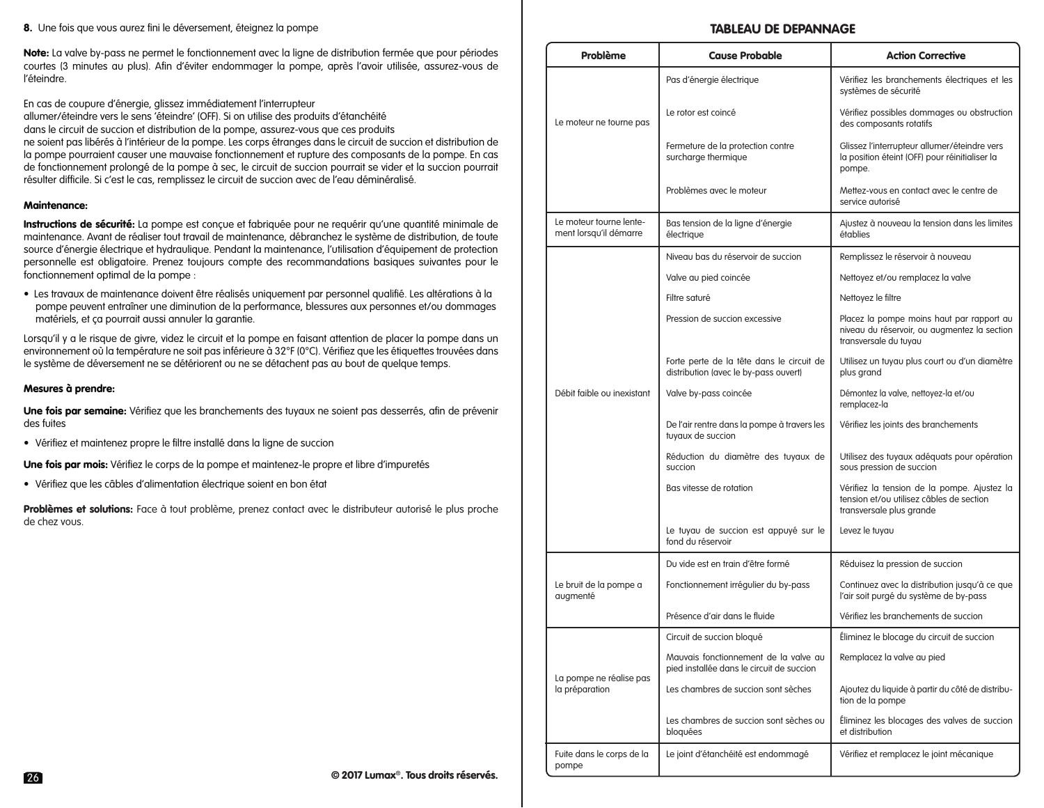8. Une fois que vous aurez fini le déversement, éteignez la pompe

**Note:** La valve by-pass ne permet le fonctionnement avec la ligne de distribution fermée que pour périodes courtes (3 minutes au plus). Afin d'éviter endommager la pompe, après l'avoir utilisée, assurez-vous de l'éteindre.

En cas de coupure d'énergie, glissez immédiatement l'interrupteur allumer/éteindre vers le sens 'éteindre' (OFF). Si on utilise des produits d'étanchéité dans le circuit de succion et distribution de la pompe, assurez-vous que ces produits ne soient pas libérés à l'intérieur de la pompe. Les corps étranges dans le circuit de succion et distribution de la pompe pourraient causer une mauvaise fonctionnement et rupture des composants de la pompe. En cas de fonctionnement prolongé de la pompe à sec, le circuit de succion pourrait se vider et la succion pourrait résulter difficile. Si c'est le cas, remplissez le circuit de succion avec de l'eau déminéralisé.

**Maintenance:**

**Instructions de sécurité:** La pompe est conçue et fabriquée pour ne requérir qu'une quantité minimale de maintenance. Avant de réaliser tout travail de maintenance, débranchez le système de distribution, de toute source d'énergie électrique et hydraulique. Pendant la maintenance, l'utilisation d'équipement de protection personnelle est obligatoire. Prenez toujours compte des recommandations basiques suivantes pour le fonctionnement optimal de la pompe :

- Les travaux de maintenance doivent être réalisés uniquement par personnel qualifié. Les altérations à la pompe peuvent entraîner une diminution de la performance, blessures aux personnes et/ou dommages matériels, et ça pourrait aussi annuler la garantie.

Lorsqu'il y a le risque de givre, videz le circuit et la pompe en faisant attention de placer la pompe dans un environnement où la température ne soit pas inférieure à 32°F (0°C). Vérifiez que les étiquettes trouvées dans le système de déversement ne se détériorent ou ne se détachent pas au bout de quelque temps.

**Mesures à prendre:**

**Une fois par semaine:** Vérifiez que les branchements des tuyaux ne soient pas desserrés, afin de prévenir des fuites

- Vérifiez et maintenez propre le filtre installé dans la ligne de succion

**Une fois par mois:** Vérifiez le corps de la pompe et maintenez-le propre et libre d'impuretés

- Vérifiez que les câbles d'alimentation électrique soient en bon état

**Problèmes et solutions:** Face à tout problème, prenez contact avec le distributeur autorisé le plus proche de chez vous.

© 2017 Lumax®. Tous droits réservés.

## TABLEAU DE DEPANNAGE

| Problème | Cause Probable | Action Corrective |
|---|---|---|
| Le moteur ne tourne pas | Pas d'énergie électrique | Vérifiez les branchements électriques et les systèmes de sécurité |
| | Le rotor est coincé | Vérifiez possibles dommages ou obstruction des composants rotatifs |
| | Fermeture de la protection contre surcharge thermique | Glissez l'interrupteur allumer/éteindre vers la position éteint (OFF) pour réinitialiser la pompe. |
| | Problèmes avec le moteur | Mettez-vous en contact avec le centre de service autorisé |
| Le moteur tourne lentement lorsqu'il démarre | Bas tension de la ligne d'énergie électrique | Ajustez à nouveau la tension dans les limites établies |
| Débit faible ou inexistant | Niveau bas du réservoir de succion | Remplissez le réservoir à nouveau |
| | Valve au pied coincée | Nettoyez et/ou remplacez la valve |
| | Filtre saturé | Nettoyez le filtre |
| | Pression de succion excessive | Placez la pompe moins haut par rapport au niveau du réservoir, ou augmentez la section transversale du tuyau |
| | Forte perte de la tête dans le circuit de distribution (avec le by-pass ouvert) | Utilisez un tuyau plus court ou d'un diamètre plus grand |
| | Valve by-pass coincée | Démontez la valve, nettoyez-la et/ou remplacez-la |
| | De l'air rentre dans la pompe à travers les tuyaux de succion | Vérifiez les joints des branchements |
| | Réduction du diamètre des tuyaux de succion | Utilisez des tuyaux adéquats pour opération sous pression de succion |
| | Bas vitesse de rotation | Vérifiez la tension de la pompe. Ajustez la tension et/ou utilisez câbles de section transversale plus grande |
| | Le tuyau de succion est appuyé sur le fond du réservoir | Levez le tuyau |
| Le bruit de la pompe a augmenté | Du vide est en train d'être formé | Réduisez la pression de succion |
| | Fonctionnement irrégulier du by-pass | Continuez avec la distribution jusqu'à ce que l'air soit purgé du système de by-pass |
| | Présence d'air dans le fluide | Vérifiez les branchements de succion |
| La pompe ne réalise pas la préparation | Circuit de succion bloqué | Éliminez le blocage du circuit de succion |
| | Mauvais fonctionnement de la valve au pied installée dans le circuit de succion | Remplacez la valve au pied |
| | Les chambres de succion sont sèches | Ajoutez du liquide à partir du côté de distribution de la pompe |
| | Les chambres de succion sont sèches ou bloquées | Éliminez les blocages des valves de succion et distribution |
| Fuite dans le corps de la pompe | Le joint d'étanchéité est endommagé | Vérifiez et remplacez le joint mécanique |